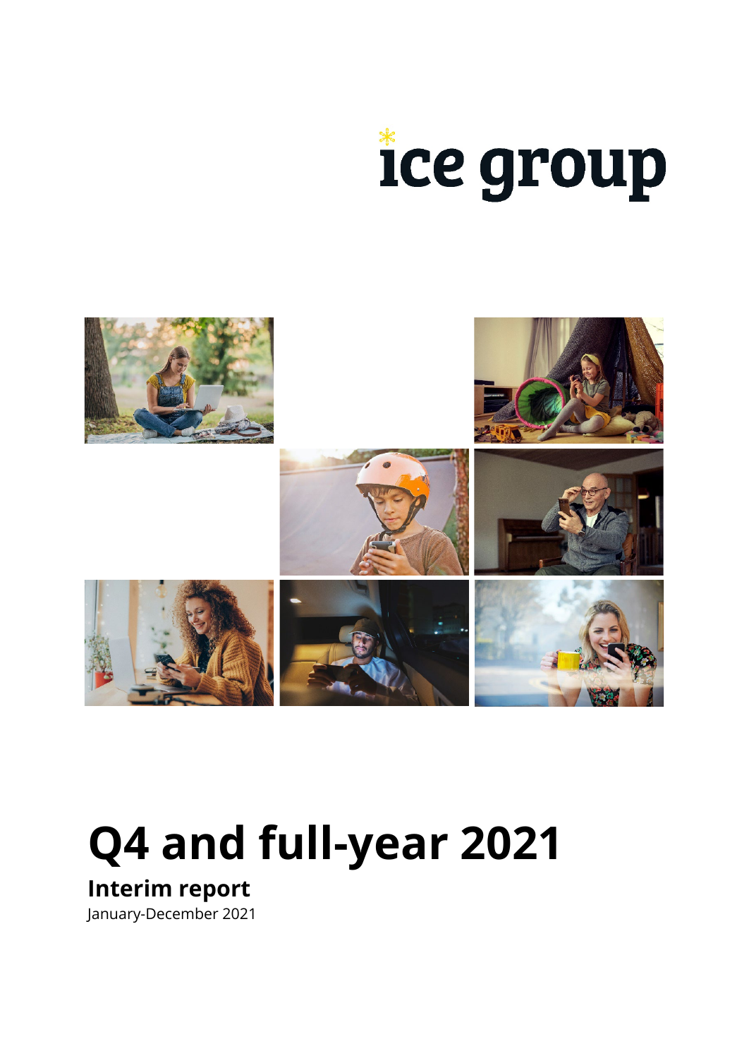ice group

# Q4 and full-year 2021

## Interim report

January-December 2021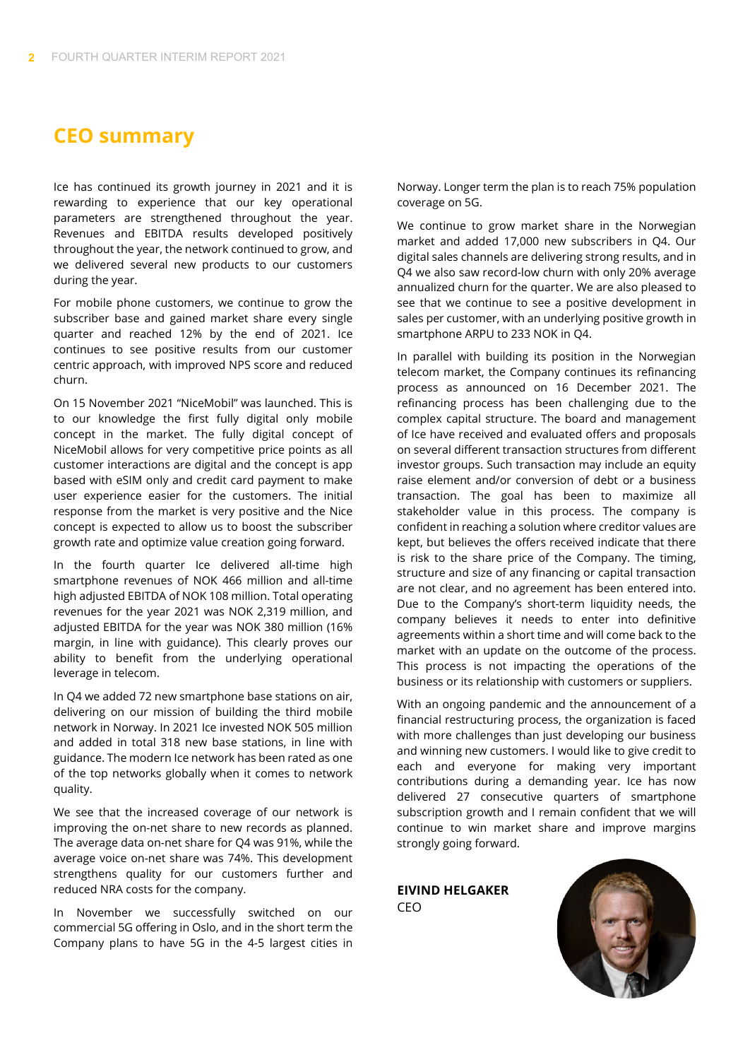## CEO summary

Ice has continued its growth journey in 2021 and it is rewarding to experience that our key operational parameters are strengthened throughout the year. Revenues and EBITDA results developed positively throughout the year, the network continued to grow, and we delivered several new products to our customers during the year.

For mobile phone customers, we continue to grow the subscriber base and gained market share every single quarter and reached 12% by the end of 2021. Ice continues to see positive results from our customer centric approach, with improved NPS score and reduced churn.

On 15 November 2021 "NiceMobil" was launched. This is to our knowledge the first fully digital only mobile concept in the market. The fully digital concept of NiceMobil allows for very competitive price points as all customer interactions are digital and the concept is app based with eSIM only and credit card payment to make user experience easier for the customers. The initial response from the market is very positive and the Nice concept is expected to allow us to boost the subscriber growth rate and optimize value creation going forward.

In the fourth quarter Ice delivered all-time high smartphone revenues of NOK 466 million and all-time high adjusted EBITDA of NOK 108 million. Total operating revenues for the year 2021 was NOK 2,319 million, and adjusted EBITDA for the year was NOK 380 million (16% margin, in line with guidance). This clearly proves our ability to benefit from the underlying operational leverage in telecom.

In Q4 we added 72 new smartphone base stations on air, delivering on our mission of building the third mobile network in Norway. In 2021 Ice invested NOK 505 million and added in total 318 new base stations, in line with guidance. The modern Ice network has been rated as one of the top networks globally when it comes to network quality.

We see that the increased coverage of our network is improving the on-net share to new records as planned. The average data on-net share for Q4 was 91%, while the average voice on-net share was 74%. This development strengthens quality for our customers further and reduced NRA costs for the company.

In November we successfully switched on our commercial 5G offering in Oslo, and in the short term the Company plans to have 5G in the 4-5 largest cities in Norway. Longer term the plan is to reach 75% population coverage on 5G.

We continue to grow market share in the Norwegian market and added 17,000 new subscribers in Q4. Our digital sales channels are delivering strong results, and in Q4 we also saw record-low churn with only 20% average annualized churn for the quarter. We are also pleased to see that we continue to see a positive development in sales per customer, with an underlying positive growth in smartphone ARPU to 233 NOK in Q4.

In parallel with building its position in the Norwegian telecom market, the Company continues its refinancing process as announced on 16 December 2021. The refinancing process has been challenging due to the complex capital structure. The board and management of Ice have received and evaluated offers and proposals on several different transaction structures from different investor groups. Such transaction may include an equity raise element and/or conversion of debt or a business transaction. The goal has been to maximize all stakeholder value in this process. The company is confident in reaching a solution where creditor values are kept, but believes the offers received indicate that there is risk to the share price of the Company. The timing, structure and size of any financing or capital transaction are not clear, and no agreement has been entered into. Due to the Company's short-term liquidity needs, the company believes it needs to enter into definitive agreements within a short time and will come back to the market with an update on the outcome of the process. This process is not impacting the operations of the business or its relationship with customers or suppliers.

With an ongoing pandemic and the announcement of a financial restructuring process, the organization is faced with more challenges than just developing our business and winning new customers. I would like to give credit to each and everyone for making very important contributions during a demanding year. Ice has now delivered 27 consecutive quarters of smartphone subscription growth and I remain confident that we will continue to win market share and improve margins strongly going forward.

**EIVIND HELGAKER**
CEO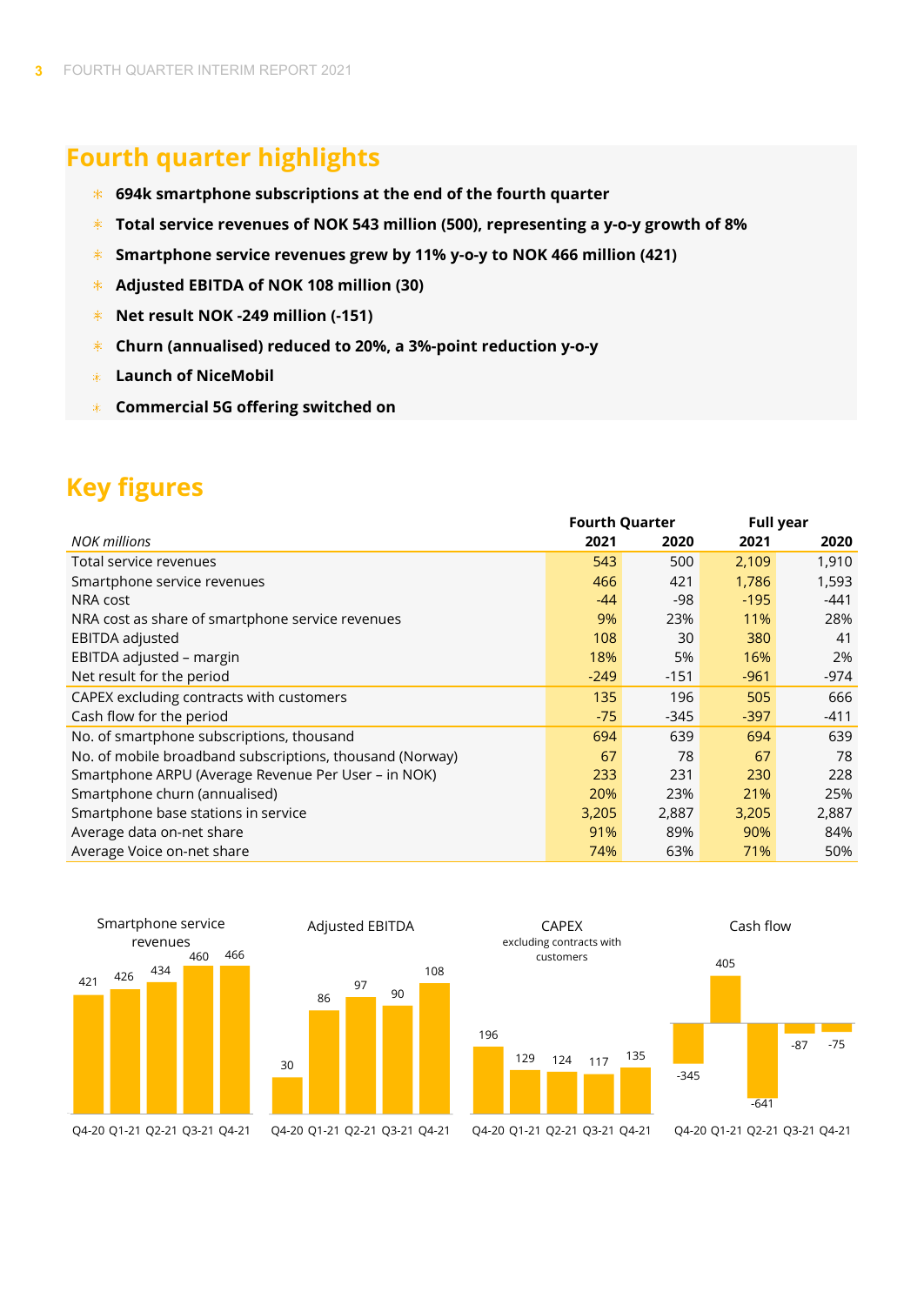## Fourth quarter highlights

- **694k smartphone subscriptions at the end of the fourth quarter**
- **Total service revenues of NOK 543 million (500), representing a y-o-y growth of 8%**
- **Smartphone service revenues grew by 11% y-o-y to NOK 466 million (421)**
- **Adjusted EBITDA of NOK 108 million (30)**
- **Net result NOK -249 million (-151)**
- **Churn (annualised) reduced to 20%, a 3%-point reduction y-o-y**
- **Launch of NiceMobil**
- **Commercial 5G offering switched on**

## Key figures

| | Fourth Quarter | | Full year | |
|---|---|---|---|---|
| *NOK millions* | **2021** | **2020** | **2021** | **2020** |
| Total service revenues | 543 | 500 | 2,109 | 1,910 |
| Smartphone service revenues | 466 | 421 | 1,786 | 1,593 |
| NRA cost | -44 | -98 | -195 | -441 |
| NRA cost as share of smartphone service revenues | 9% | 23% | 11% | 28% |
| EBITDA adjusted | 108 | 30 | 380 | 41 |
| EBITDA adjusted – margin | 18% | 5% | 16% | 2% |
| Net result for the period | -249 | -151 | -961 | -974 |
| CAPEX excluding contracts with customers | 135 | 196 | 505 | 666 |
| Cash flow for the period | -75 | -345 | -397 | -411 |
| No. of smartphone subscriptions, thousand | 694 | 639 | 694 | 639 |
| No. of mobile broadband subscriptions, thousand (Norway) | 67 | 78 | 67 | 78 |
| Smartphone ARPU (Average Revenue Per User – in NOK) | 233 | 231 | 230 | 228 |
| Smartphone churn (annualised) | 20% | 23% | 21% | 25% |
| Smartphone base stations in service | 3,205 | 2,887 | 3,205 | 2,887 |
| Average data on-net share | 91% | 89% | 90% | 84% |
| Average Voice on-net share | 74% | 63% | 71% | 50% |

**Smartphone service revenues**

| Q4-20 | Q1-21 | Q2-21 | Q3-21 | Q4-21 |
|---|---|---|---|---|
| 421 | 426 | 434 | 460 | 466 |

**Adjusted EBITDA**

| Q4-20 | Q1-21 | Q2-21 | Q3-21 | Q4-21 |
|---|---|---|---|---|
| 30 | 86 | 97 | 90 | 108 |

**CAPEX** excluding contracts with customers

| Q4-20 | Q1-21 | Q2-21 | Q3-21 | Q4-21 |
|---|---|---|---|---|
| 196 | 129 | 124 | 117 | 135 |

**Cash flow**

| Q4-20 | Q1-21 | Q2-21 | Q3-21 | Q4-21 |
|---|---|---|---|---|
| -345 | 405 | -641 | -87 | -75 |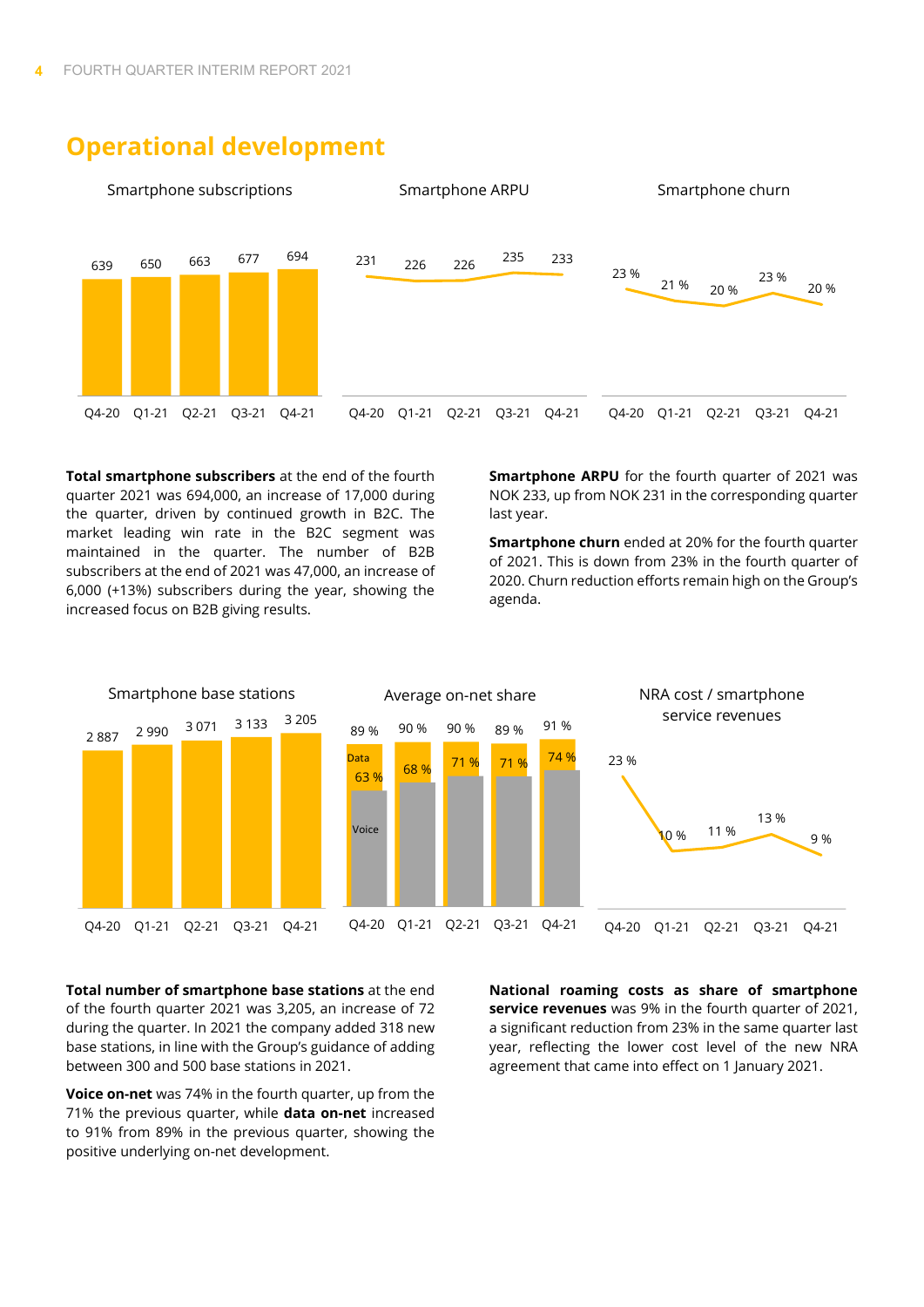## Operational development

Smartphone subscriptions

| | Q4-20 | Q1-21 | Q2-21 | Q3-21 | Q4-21 |
|---|---|---|---|---|---|
| Smartphone subscriptions | 639 | 650 | 663 | 677 | 694 |

Smartphone ARPU

| | Q4-20 | Q1-21 | Q2-21 | Q3-21 | Q4-21 |
|---|---|---|---|---|---|
| Smartphone ARPU | 231 | 226 | 226 | 235 | 233 |

Smartphone churn

| | Q4-20 | Q1-21 | Q2-21 | Q3-21 | Q4-21 |
|---|---|---|---|---|---|
| Smartphone churn | 23 % | 21 % | 20 % | 23 % | 20 % |

**Total smartphone subscribers** at the end of the fourth quarter 2021 was 694,000, an increase of 17,000 during the quarter, driven by continued growth in B2C. The market leading win rate in the B2C segment was maintained in the quarter. The number of B2B subscribers at the end of 2021 was 47,000, an increase of 6,000 (+13%) subscribers during the year, showing the increased focus on B2B giving results.

**Smartphone ARPU** for the fourth quarter of 2021 was NOK 233, up from NOK 231 in the corresponding quarter last year.

**Smartphone churn** ended at 20% for the fourth quarter of 2021. This is down from 23% in the fourth quarter of 2020. Churn reduction efforts remain high on the Group's agenda.

Smartphone base stations

| | Q4-20 | Q1-21 | Q2-21 | Q3-21 | Q4-21 |
|---|---|---|---|---|---|
| Smartphone base stations | 2 887 | 2 990 | 3 071 | 3 133 | 3 205 |

Average on-net share

| | Q4-20 | Q1-21 | Q2-21 | Q3-21 | Q4-21 |
|---|---|---|---|---|---|
| Data | 89 % | 90 % | 90 % | 89 % | 91 % |
| Voice | 63 % | 68 % | 71 % | 71 % | 74 % |

NRA cost / smartphone service revenues

| | Q4-20 | Q1-21 | Q2-21 | Q3-21 | Q4-21 |
|---|---|---|---|---|---|
| NRA cost / smartphone service revenues | 23 % | 10 % | 11 % | 13 % | 9 % |

**Total number of smartphone base stations** at the end of the fourth quarter 2021 was 3,205, an increase of 72 during the quarter. In 2021 the company added 318 new base stations, in line with the Group's guidance of adding between 300 and 500 base stations in 2021.

**Voice on-net** was 74% in the fourth quarter, up from the 71% the previous quarter, while **data on-net** increased to 91% from 89% in the previous quarter, showing the positive underlying on-net development.

**National roaming costs as share of smartphone service revenues** was 9% in the fourth quarter of 2021, a significant reduction from 23% in the same quarter last year, reflecting the lower cost level of the new NRA agreement that came into effect on 1 January 2021.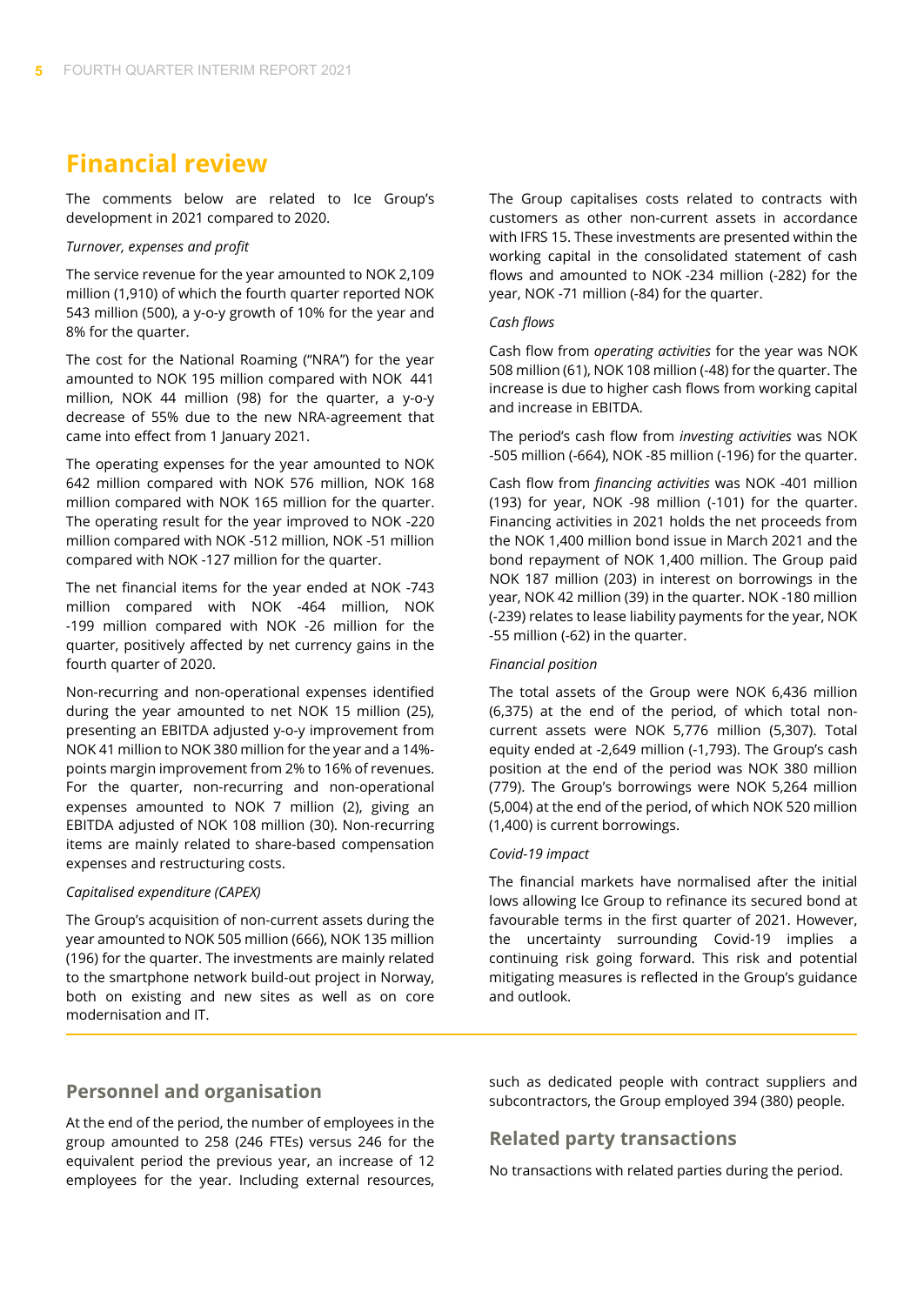# Financial review

The comments below are related to Ice Group's development in 2021 compared to 2020.

*Turnover, expenses and profit*

The service revenue for the year amounted to NOK 2,109 million (1,910) of which the fourth quarter reported NOK 543 million (500), a y-o-y growth of 10% for the year and 8% for the quarter.

The cost for the National Roaming ("NRA") for the year amounted to NOK 195 million compared with NOK 441 million, NOK 44 million (98) for the quarter, a y-o-y decrease of 55% due to the new NRA-agreement that came into effect from 1 January 2021.

The operating expenses for the year amounted to NOK 642 million compared with NOK 576 million, NOK 168 million compared with NOK 165 million for the quarter. The operating result for the year improved to NOK -220 million compared with NOK -512 million, NOK -51 million compared with NOK -127 million for the quarter.

The net financial items for the year ended at NOK -743 million compared with NOK -464 million, NOK -199 million compared with NOK -26 million for the quarter, positively affected by net currency gains in the fourth quarter of 2020.

Non-recurring and non-operational expenses identified during the year amounted to net NOK 15 million (25), presenting an EBITDA adjusted y-o-y improvement from NOK 41 million to NOK 380 million for the year and a 14%-points margin improvement from 2% to 16% of revenues. For the quarter, non-recurring and non-operational expenses amounted to NOK 7 million (2), giving an EBITDA adjusted of NOK 108 million (30). Non-recurring items are mainly related to share-based compensation expenses and restructuring costs.

*Capitalised expenditure (CAPEX)*

The Group's acquisition of non-current assets during the year amounted to NOK 505 million (666), NOK 135 million (196) for the quarter. The investments are mainly related to the smartphone network build-out project in Norway, both on existing and new sites as well as on core modernisation and IT.

The Group capitalises costs related to contracts with customers as other non-current assets in accordance with IFRS 15. These investments are presented within the working capital in the consolidated statement of cash flows and amounted to NOK -234 million (-282) for the year, NOK -71 million (-84) for the quarter.

*Cash flows*

Cash flow from *operating activities* for the year was NOK 508 million (61), NOK 108 million (-48) for the quarter. The increase is due to higher cash flows from working capital and increase in EBITDA.

The period's cash flow from *investing activities* was NOK -505 million (-664), NOK -85 million (-196) for the quarter.

Cash flow from *financing activities* was NOK -401 million (193) for year, NOK -98 million (-101) for the quarter. Financing activities in 2021 holds the net proceeds from the NOK 1,400 million bond issue in March 2021 and the bond repayment of NOK 1,400 million. The Group paid NOK 187 million (203) in interest on borrowings in the year, NOK 42 million (39) in the quarter. NOK -180 million (-239) relates to lease liability payments for the year, NOK -55 million (-62) in the quarter.

*Financial position*

The total assets of the Group were NOK 6,436 million (6,375) at the end of the period, of which total non-current assets were NOK 5,776 million (5,307). Total equity ended at -2,649 million (-1,793). The Group's cash position at the end of the period was NOK 380 million (779). The Group's borrowings were NOK 5,264 million (5,004) at the end of the period, of which NOK 520 million (1,400) is current borrowings.

*Covid-19 impact*

The financial markets have normalised after the initial lows allowing Ice Group to refinance its secured bond at favourable terms in the first quarter of 2021. However, the uncertainty surrounding Covid-19 implies a continuing risk going forward. This risk and potential mitigating measures is reflected in the Group's guidance and outlook.

## Personnel and organisation

At the end of the period, the number of employees in the group amounted to 258 (246 FTEs) versus 246 for the equivalent period the previous year, an increase of 12 employees for the year. Including external resources, such as dedicated people with contract suppliers and subcontractors, the Group employed 394 (380) people.

## Related party transactions

No transactions with related parties during the period.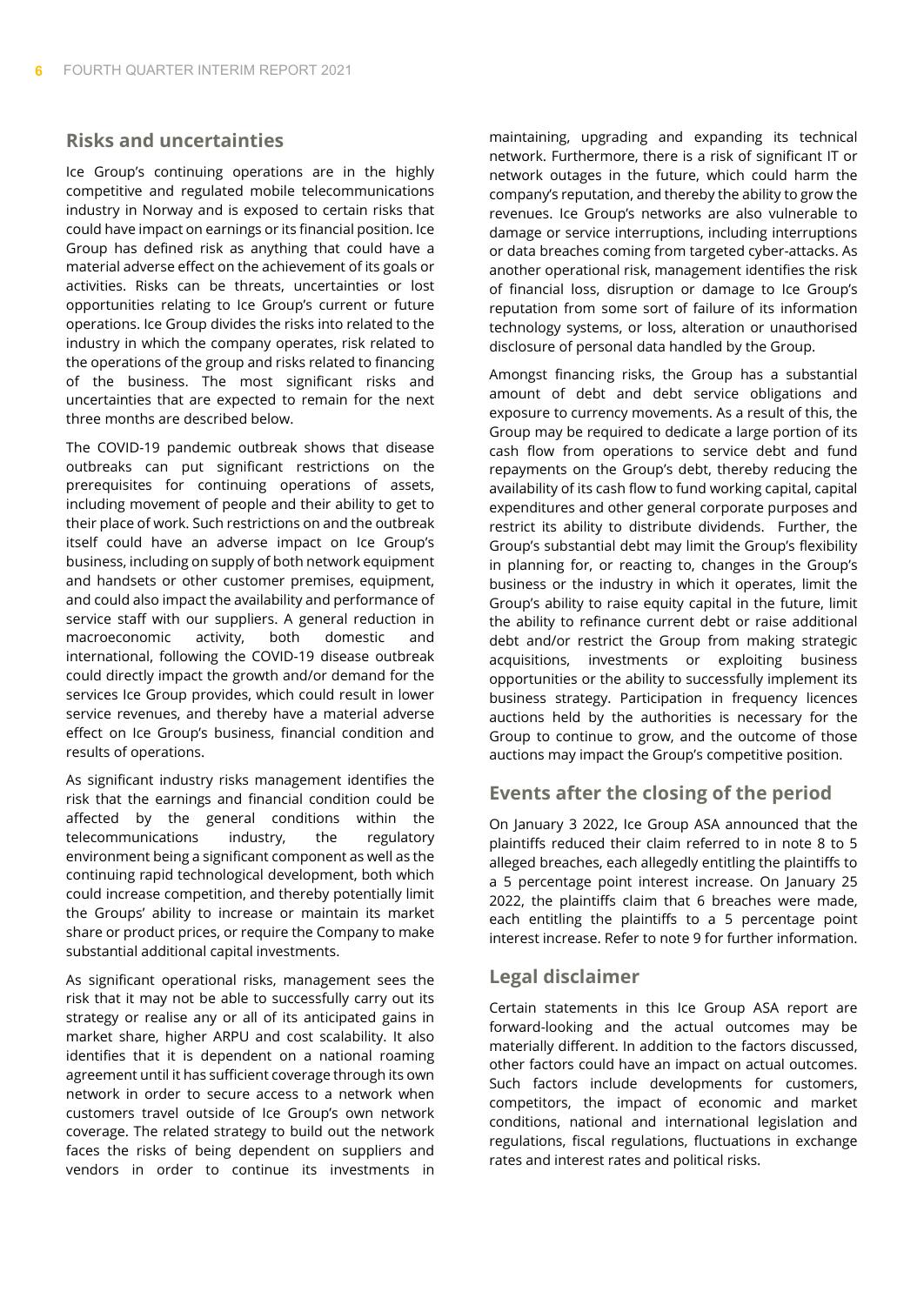## Risks and uncertainties

Ice Group's continuing operations are in the highly competitive and regulated mobile telecommunications industry in Norway and is exposed to certain risks that could have impact on earnings or its financial position. Ice Group has defined risk as anything that could have a material adverse effect on the achievement of its goals or activities. Risks can be threats, uncertainties or lost opportunities relating to Ice Group's current or future operations. Ice Group divides the risks into related to the industry in which the company operates, risk related to the operations of the group and risks related to financing of the business. The most significant risks and uncertainties that are expected to remain for the next three months are described below.

The COVID-19 pandemic outbreak shows that disease outbreaks can put significant restrictions on the prerequisites for continuing operations of assets, including movement of people and their ability to get to their place of work. Such restrictions on and the outbreak itself could have an adverse impact on Ice Group's business, including on supply of both network equipment and handsets or other customer premises, equipment, and could also impact the availability and performance of service staff with our suppliers. A general reduction in macroeconomic activity, both domestic and international, following the COVID-19 disease outbreak could directly impact the growth and/or demand for the services Ice Group provides, which could result in lower service revenues, and thereby have a material adverse effect on Ice Group's business, financial condition and results of operations.

As significant industry risks management identifies the risk that the earnings and financial condition could be affected by the general conditions within the telecommunications industry, the regulatory environment being a significant component as well as the continuing rapid technological development, both which could increase competition, and thereby potentially limit the Groups' ability to increase or maintain its market share or product prices, or require the Company to make substantial additional capital investments.

As significant operational risks, management sees the risk that it may not be able to successfully carry out its strategy or realise any or all of its anticipated gains in market share, higher ARPU and cost scalability. It also identifies that it is dependent on a national roaming agreement until it has sufficient coverage through its own network in order to secure access to a network when customers travel outside of Ice Group's own network coverage. The related strategy to build out the network faces the risks of being dependent on suppliers and vendors in order to continue its investments in maintaining, upgrading and expanding its technical network. Furthermore, there is a risk of significant IT or network outages in the future, which could harm the company's reputation, and thereby the ability to grow the revenues. Ice Group's networks are also vulnerable to damage or service interruptions, including interruptions or data breaches coming from targeted cyber-attacks. As another operational risk, management identifies the risk of financial loss, disruption or damage to Ice Group's reputation from some sort of failure of its information technology systems, or loss, alteration or unauthorised disclosure of personal data handled by the Group.

Amongst financing risks, the Group has a substantial amount of debt and debt service obligations and exposure to currency movements. As a result of this, the Group may be required to dedicate a large portion of its cash flow from operations to service debt and fund repayments on the Group's debt, thereby reducing the availability of its cash flow to fund working capital, capital expenditures and other general corporate purposes and restrict its ability to distribute dividends. Further, the Group's substantial debt may limit the Group's flexibility in planning for, or reacting to, changes in the Group's business or the industry in which it operates, limit the Group's ability to raise equity capital in the future, limit the ability to refinance current debt or raise additional debt and/or restrict the Group from making strategic acquisitions, investments or exploiting business opportunities or the ability to successfully implement its business strategy. Participation in frequency licences auctions held by the authorities is necessary for the Group to continue to grow, and the outcome of those auctions may impact the Group's competitive position.

## Events after the closing of the period

On January 3 2022, Ice Group ASA announced that the plaintiffs reduced their claim referred to in note 8 to 5 alleged breaches, each allegedly entitling the plaintiffs to a 5 percentage point interest increase. On January 25 2022, the plaintiffs claim that 6 breaches were made, each entitling the plaintiffs to a 5 percentage point interest increase. Refer to note 9 for further information.

## Legal disclaimer

Certain statements in this Ice Group ASA report are forward-looking and the actual outcomes may be materially different. In addition to the factors discussed, other factors could have an impact on actual outcomes. Such factors include developments for customers, competitors, the impact of economic and market conditions, national and international legislation and regulations, fiscal regulations, fluctuations in exchange rates and interest rates and political risks.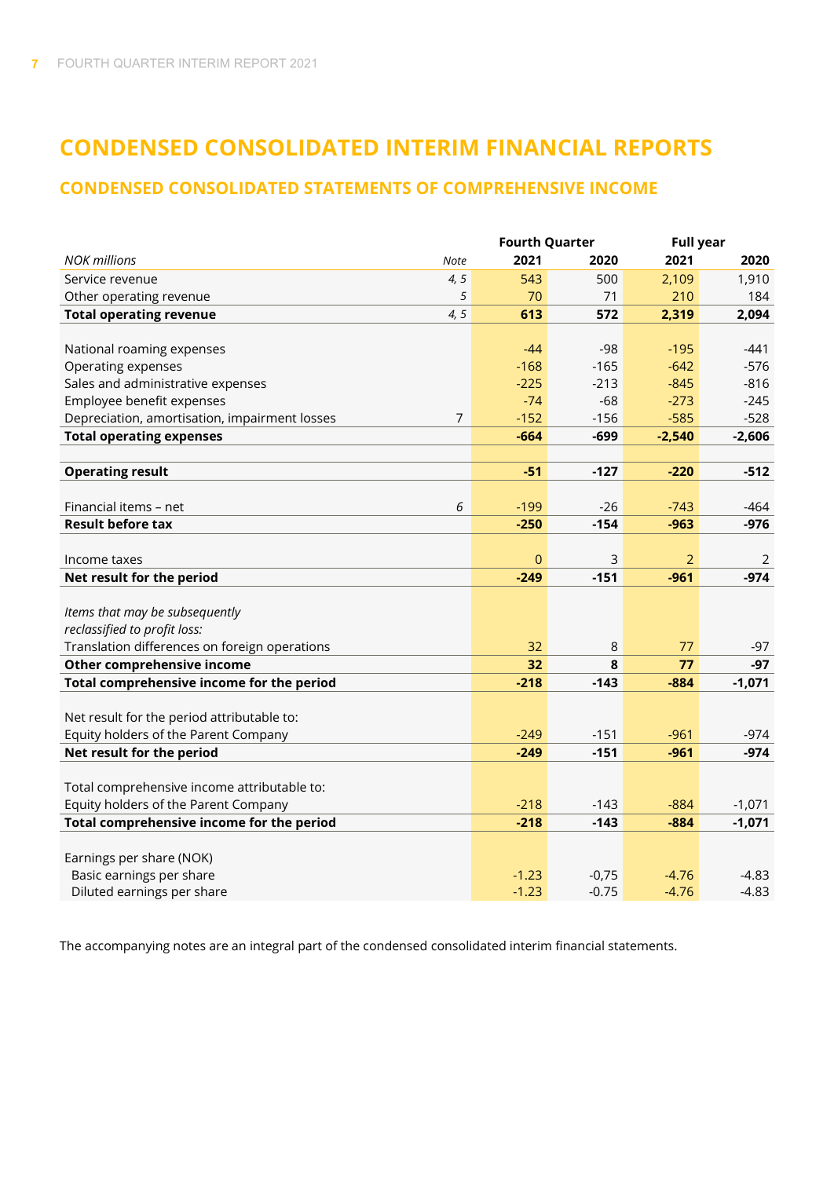# CONDENSED CONSOLIDATED INTERIM FINANCIAL REPORTS

## CONDENSED CONSOLIDATED STATEMENTS OF COMPREHENSIVE INCOME

| | | Fourth Quarter | | Full year | |
|---|---|---|---|---|---|
| *NOK millions* | *Note* | **2021** | **2020** | **2021** | **2020** |
| Service revenue | *4, 5* | 543 | 500 | 2,109 | 1,910 |
| Other operating revenue | *5* | 70 | 71 | 210 | 184 |
| **Total operating revenue** | *4, 5* | **613** | **572** | **2,319** | **2,094** |
| | | | | | |
| National roaming expenses | | -44 | -98 | -195 | -441 |
| Operating expenses | | -168 | -165 | -642 | -576 |
| Sales and administrative expenses | | -225 | -213 | -845 | -816 |
| Employee benefit expenses | | -74 | -68 | -273 | -245 |
| Depreciation, amortisation, impairment losses | 7 | -152 | -156 | -585 | -528 |
| **Total operating expenses** | | **-664** | **-699** | **-2,540** | **-2,606** |
| | | | | | |
| **Operating result** | | **-51** | **-127** | **-220** | **-512** |
| | | | | | |
| Financial items – net | *6* | -199 | -26 | -743 | -464 |
| **Result before tax** | | **-250** | **-154** | **-963** | **-976** |
| | | | | | |
| Income taxes | | 0 | 3 | 2 | 2 |
| **Net result for the period** | | **-249** | **-151** | **-961** | **-974** |
| | | | | | |
| *Items that may be subsequently reclassified to profit loss:* | | | | | |
| Translation differences on foreign operations | | 32 | 8 | 77 | -97 |
| **Other comprehensive income** | | **32** | **8** | **77** | **-97** |
| **Total comprehensive income for the period** | | **-218** | **-143** | **-884** | **-1,071** |
| | | | | | |
| Net result for the period attributable to: | | | | | |
| Equity holders of the Parent Company | | -249 | -151 | -961 | -974 |
| **Net result for the period** | | **-249** | **-151** | **-961** | **-974** |
| | | | | | |
| Total comprehensive income attributable to: | | | | | |
| Equity holders of the Parent Company | | -218 | -143 | -884 | -1,071 |
| **Total comprehensive income for the period** | | **-218** | **-143** | **-884** | **-1,071** |
| | | | | | |
| Earnings per share (NOK) | | | | | |
| Basic earnings per share | | -1.23 | -0,75 | -4.76 | -4.83 |
| Diluted earnings per share | | -1.23 | -0.75 | -4.76 | -4.83 |

The accompanying notes are an integral part of the condensed consolidated interim financial statements.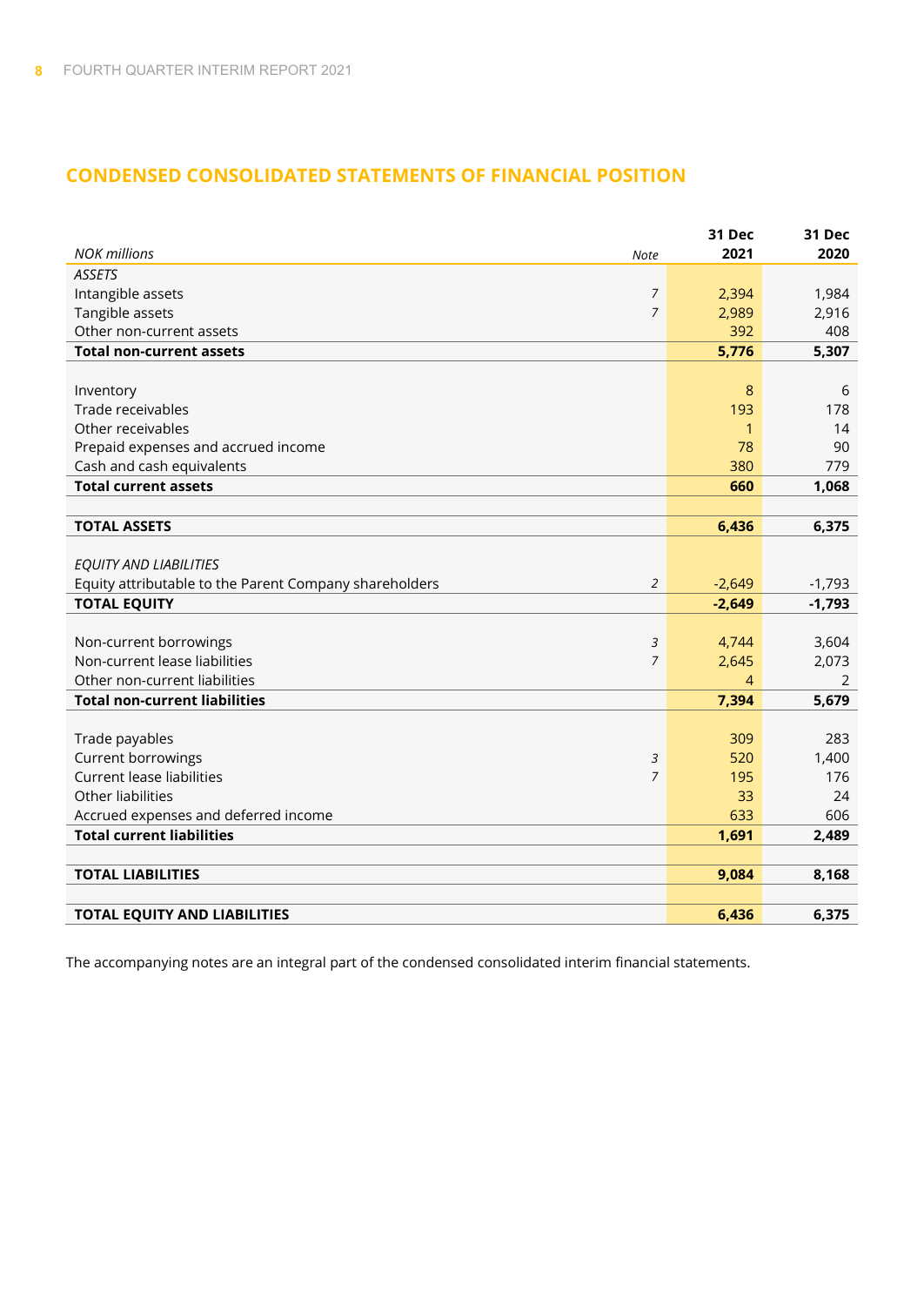## CONDENSED CONSOLIDATED STATEMENTS OF FINANCIAL POSITION

| *NOK millions* | *Note* | 31 Dec 2021 | 31 Dec 2020 |
|---|---|---|---|
| *ASSETS* | | | |
| Intangible assets | *7* | 2,394 | 1,984 |
| Tangible assets | *7* | 2,989 | 2,916 |
| Other non-current assets | | 392 | 408 |
| **Total non-current assets** | | **5,776** | **5,307** |
| | | | |
| Inventory | | 8 | 6 |
| Trade receivables | | 193 | 178 |
| Other receivables | | 1 | 14 |
| Prepaid expenses and accrued income | | 78 | 90 |
| Cash and cash equivalents | | 380 | 779 |
| **Total current assets** | | **660** | **1,068** |
| | | | |
| **TOTAL ASSETS** | | **6,436** | **6,375** |
| | | | |
| *EQUITY AND LIABILITIES* | | | |
| Equity attributable to the Parent Company shareholders | *2* | -2,649 | -1,793 |
| **TOTAL EQUITY** | | **-2,649** | **-1,793** |
| | | | |
| Non-current borrowings | *3* | 4,744 | 3,604 |
| Non-current lease liabilities | *7* | 2,645 | 2,073 |
| Other non-current liabilities | | 4 | 2 |
| **Total non-current liabilities** | | **7,394** | **5,679** |
| | | | |
| Trade payables | | 309 | 283 |
| Current borrowings | *3* | 520 | 1,400 |
| Current lease liabilities | *7* | 195 | 176 |
| Other liabilities | | 33 | 24 |
| Accrued expenses and deferred income | | 633 | 606 |
| **Total current liabilities** | | **1,691** | **2,489** |
| | | | |
| **TOTAL LIABILITIES** | | **9,084** | **8,168** |
| | | | |
| **TOTAL EQUITY AND LIABILITIES** | | **6,436** | **6,375** |

The accompanying notes are an integral part of the condensed consolidated interim financial statements.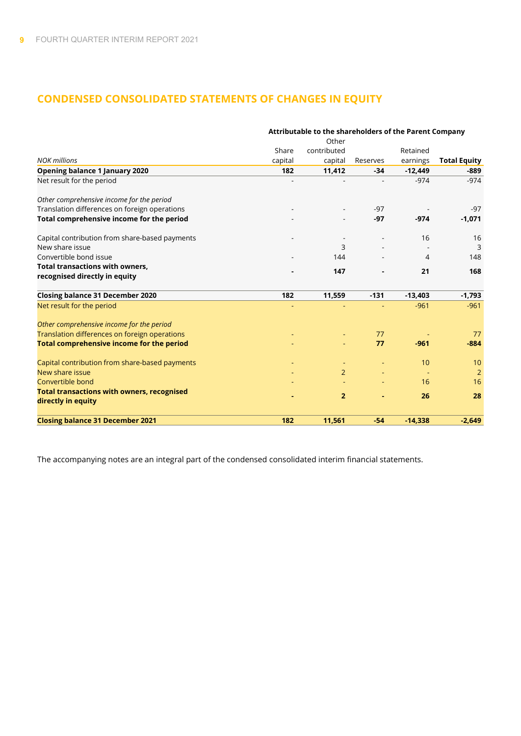## CONDENSED CONSOLIDATED STATEMENTS OF CHANGES IN EQUITY

| | Attributable to the shareholders of the Parent Company | | | | |
|---|---|---|---|---|---|
| *NOK millions* | Share capital | Other contributed capital | Reserves | Retained earnings | **Total Equity** |
| **Opening balance 1 January 2020** | **182** | **11,412** | **-34** | **-12,449** | **-889** |
| Net result for the period | - | - | - | -974 | -974 |
| *Other comprehensive income for the period* | | | | | |
| Translation differences on foreign operations | - | - | -97 | - | -97 |
| **Total comprehensive income for the period** | - | - | **-97** | **-974** | **-1,071** |
| Capital contribution from share-based payments | - | - | - | 16 | 16 |
| New share issue | | 3 | - | - | 3 |
| Convertible bond issue | - | 144 | - | 4 | 148 |
| **Total transactions with owners, recognised directly in equity** | **-** | **147** | **-** | **21** | **168** |
| **Closing balance 31 December 2020** | **182** | **11,559** | **-131** | **-13,403** | **-1,793** |
| Net result for the period | - | - | - | -961 | -961 |
| *Other comprehensive income for the period* | | | | | |
| Translation differences on foreign operations | - | - | 77 | - | 77 |
| **Total comprehensive income for the period** | - | - | **77** | **-961** | **-884** |
| Capital contribution from share-based payments | - | - | - | 10 | 10 |
| New share issue | - | 2 | - | - | 2 |
| Convertible bond | - | - | - | 16 | 16 |
| **Total transactions with owners, recognised directly in equity** | **-** | **2** | **-** | **26** | **28** |
| **Closing balance 31 December 2021** | **182** | **11,561** | **-54** | **-14,338** | **-2,649** |

The accompanying notes are an integral part of the condensed consolidated interim financial statements.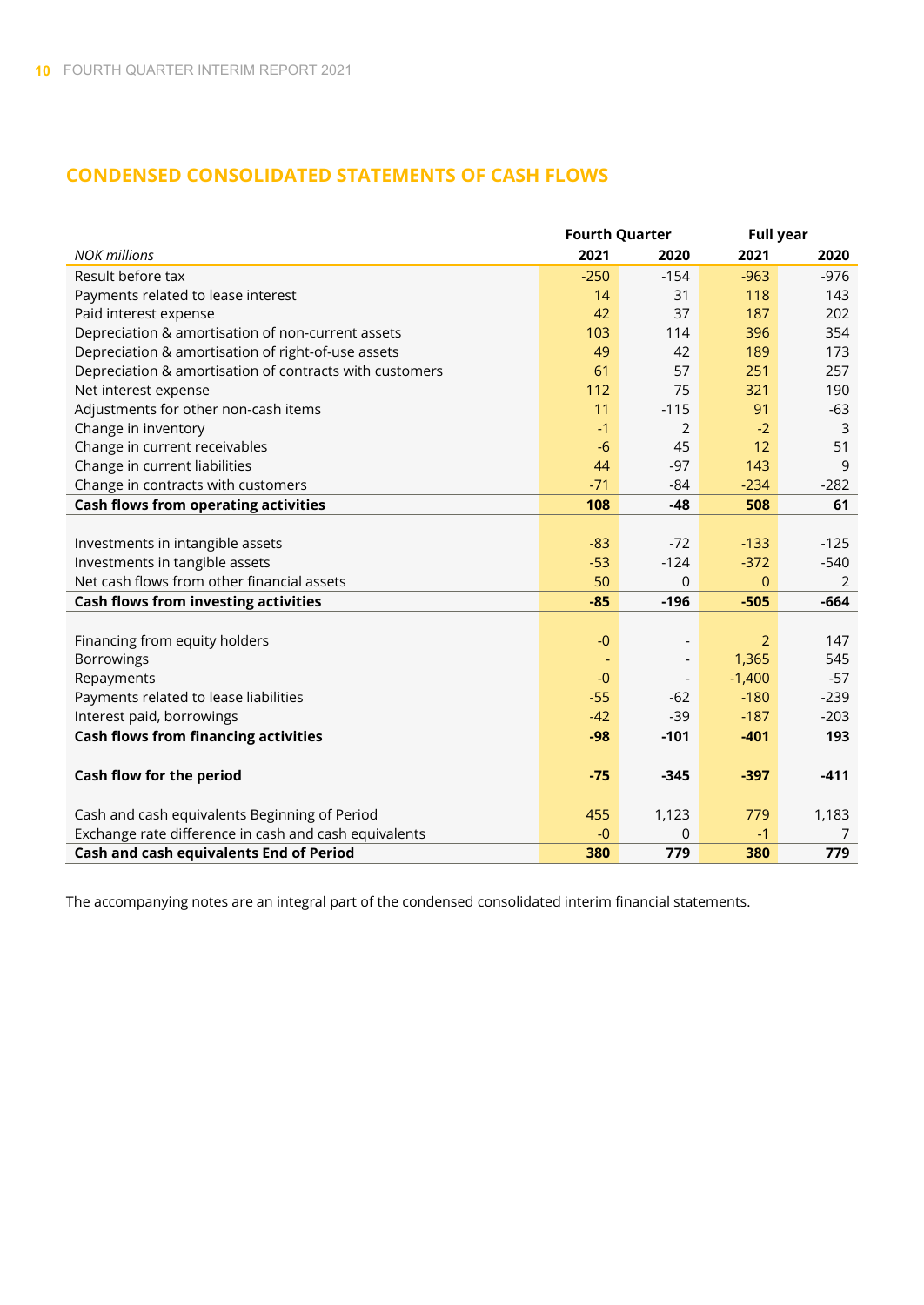## CONDENSED CONSOLIDATED STATEMENTS OF CASH FLOWS

| | Fourth Quarter | | Full year | |
|---|---|---|---|---|
| *NOK millions* | **2021** | **2020** | **2021** | **2020** |
| Result before tax | -250 | -154 | -963 | -976 |
| Payments related to lease interest | 14 | 31 | 118 | 143 |
| Paid interest expense | 42 | 37 | 187 | 202 |
| Depreciation & amortisation of non-current assets | 103 | 114 | 396 | 354 |
| Depreciation & amortisation of right-of-use assets | 49 | 42 | 189 | 173 |
| Depreciation & amortisation of contracts with customers | 61 | 57 | 251 | 257 |
| Net interest expense | 112 | 75 | 321 | 190 |
| Adjustments for other non-cash items | 11 | -115 | 91 | -63 |
| Change in inventory | -1 | 2 | -2 | 3 |
| Change in current receivables | -6 | 45 | 12 | 51 |
| Change in current liabilities | 44 | -97 | 143 | 9 |
| Change in contracts with customers | -71 | -84 | -234 | -282 |
| **Cash flows from operating activities** | **108** | **-48** | **508** | **61** |
| | | | | |
| Investments in intangible assets | -83 | -72 | -133 | -125 |
| Investments in tangible assets | -53 | -124 | -372 | -540 |
| Net cash flows from other financial assets | 50 | 0 | 0 | 2 |
| **Cash flows from investing activities** | **-85** | **-196** | **-505** | **-664** |
| | | | | |
| Financing from equity holders | -0 | - | 2 | 147 |
| Borrowings | - | - | 1,365 | 545 |
| Repayments | -0 | - | -1,400 | -57 |
| Payments related to lease liabilities | -55 | -62 | -180 | -239 |
| Interest paid, borrowings | -42 | -39 | -187 | -203 |
| **Cash flows from financing activities** | **-98** | **-101** | **-401** | **193** |
| | | | | |
| **Cash flow for the period** | **-75** | **-345** | **-397** | **-411** |
| | | | | |
| Cash and cash equivalents Beginning of Period | 455 | 1,123 | 779 | 1,183 |
| Exchange rate difference in cash and cash equivalents | -0 | 0 | -1 | 7 |
| **Cash and cash equivalents End of Period** | **380** | **779** | **380** | **779** |

The accompanying notes are an integral part of the condensed consolidated interim financial statements.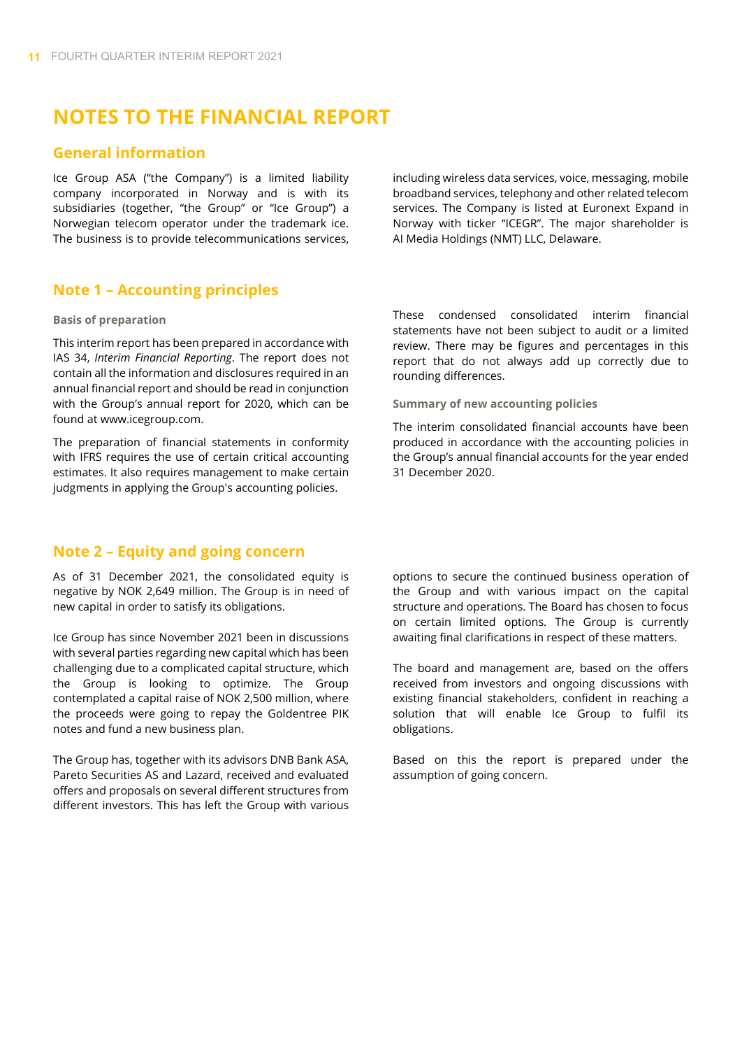# NOTES TO THE FINANCIAL REPORT

## General information

Ice Group ASA ("the Company") is a limited liability company incorporated in Norway and is with its subsidiaries (together, "the Group" or "Ice Group") a Norwegian telecom operator under the trademark ice. The business is to provide telecommunications services, including wireless data services, voice, messaging, mobile broadband services, telephony and other related telecom services. The Company is listed at Euronext Expand in Norway with ticker "ICEGR". The major shareholder is AI Media Holdings (NMT) LLC, Delaware.

## Note 1 – Accounting principles

### Basis of preparation

This interim report has been prepared in accordance with IAS 34, *Interim Financial Reporting*. The report does not contain all the information and disclosures required in an annual financial report and should be read in conjunction with the Group's annual report for 2020, which can be found at www.icegroup.com.

The preparation of financial statements in conformity with IFRS requires the use of certain critical accounting estimates. It also requires management to make certain judgments in applying the Group's accounting policies.

These condensed consolidated interim financial statements have not been subject to audit or a limited review. There may be figures and percentages in this report that do not always add up correctly due to rounding differences.

### Summary of new accounting policies

The interim consolidated financial accounts have been produced in accordance with the accounting policies in the Group's annual financial accounts for the year ended 31 December 2020.

## Note 2 – Equity and going concern

As of 31 December 2021, the consolidated equity is negative by NOK 2,649 million. The Group is in need of new capital in order to satisfy its obligations.

Ice Group has since November 2021 been in discussions with several parties regarding new capital which has been challenging due to a complicated capital structure, which the Group is looking to optimize. The Group contemplated a capital raise of NOK 2,500 million, where the proceeds were going to repay the Goldentree PIK notes and fund a new business plan.

The Group has, together with its advisors DNB Bank ASA, Pareto Securities AS and Lazard, received and evaluated offers and proposals on several different structures from different investors. This has left the Group with various options to secure the continued business operation of the Group and with various impact on the capital structure and operations. The Board has chosen to focus on certain limited options. The Group is currently awaiting final clarifications in respect of these matters.

The board and management are, based on the offers received from investors and ongoing discussions with existing financial stakeholders, confident in reaching a solution that will enable Ice Group to fulfil its obligations.

Based on this the report is prepared under the assumption of going concern.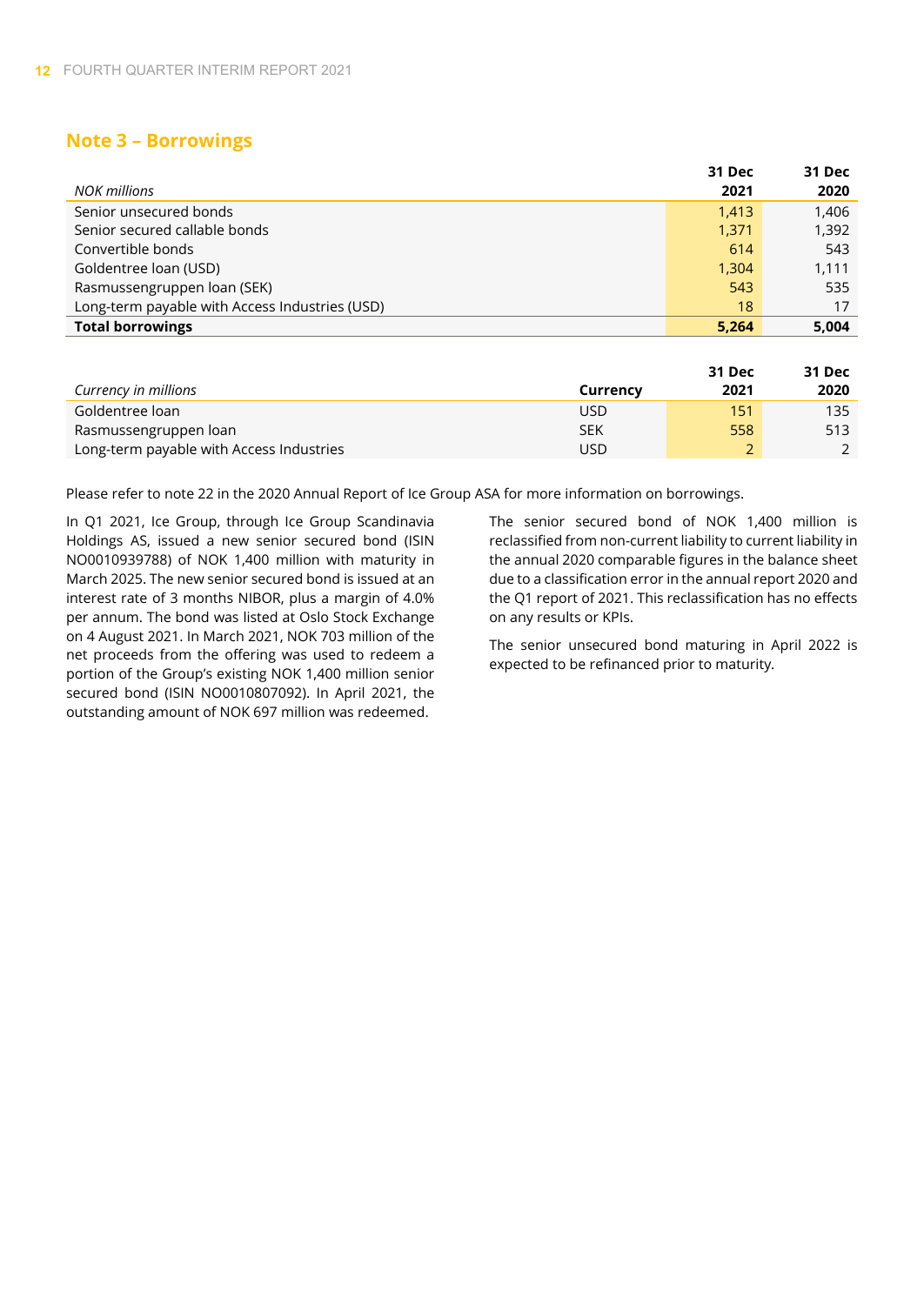## Note 3 – Borrowings

| *NOK millions* | 31 Dec 2021 | 31 Dec 2020 |
|---|---|---|
| Senior unsecured bonds | 1,413 | 1,406 |
| Senior secured callable bonds | 1,371 | 1,392 |
| Convertible bonds | 614 | 543 |
| Goldentree loan (USD) | 1,304 | 1,111 |
| Rasmussengruppen loan (SEK) | 543 | 535 |
| Long-term payable with Access Industries (USD) | 18 | 17 |
| **Total borrowings** | **5,264** | **5,004** |

| *Currency in millions* | Currency | 31 Dec 2021 | 31 Dec 2020 |
|---|---|---|---|
| Goldentree loan | USD | 151 | 135 |
| Rasmussengruppen loan | SEK | 558 | 513 |
| Long-term payable with Access Industries | USD | 2 | 2 |

Please refer to note 22 in the 2020 Annual Report of Ice Group ASA for more information on borrowings.

In Q1 2021, Ice Group, through Ice Group Scandinavia Holdings AS, issued a new senior secured bond (ISIN NO0010939788) of NOK 1,400 million with maturity in March 2025. The new senior secured bond is issued at an interest rate of 3 months NIBOR, plus a margin of 4.0% per annum. The bond was listed at Oslo Stock Exchange on 4 August 2021. In March 2021, NOK 703 million of the net proceeds from the offering was used to redeem a portion of the Group's existing NOK 1,400 million senior secured bond (ISIN NO0010807092). In April 2021, the outstanding amount of NOK 697 million was redeemed.

The senior secured bond of NOK 1,400 million is reclassified from non-current liability to current liability in the annual 2020 comparable figures in the balance sheet due to a classification error in the annual report 2020 and the Q1 report of 2021. This reclassification has no effects on any results or KPIs.

The senior unsecured bond maturing in April 2022 is expected to be refinanced prior to maturity.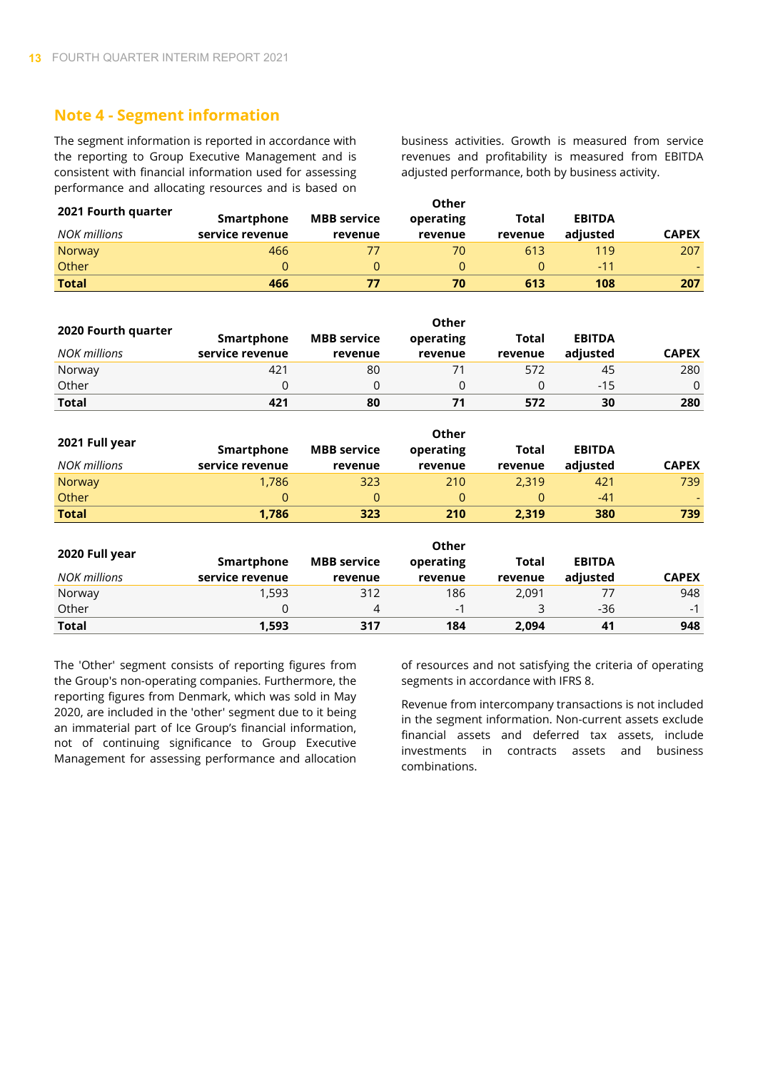## Note 4 - Segment information

The segment information is reported in accordance with the reporting to Group Executive Management and is consistent with financial information used for assessing performance and allocating resources and is based on business activities. Growth is measured from service revenues and profitability is measured from EBITDA adjusted performance, both by business activity.

| **2021 Fourth quarter** *NOK millions* | **Smartphone service revenue** | **MBB service revenue** | **Other operating revenue** | **Total revenue** | **EBITDA adjusted** | **CAPEX** |
|---|---|---|---|---|---|---|
| Norway | 466 | 77 | 70 | 613 | 119 | 207 |
| Other | 0 | 0 | 0 | 0 | -11 | - |
| **Total** | **466** | **77** | **70** | **613** | **108** | **207** |

| **2020 Fourth quarter** *NOK millions* | **Smartphone service revenue** | **MBB service revenue** | **Other operating revenue** | **Total revenue** | **EBITDA adjusted** | **CAPEX** |
|---|---|---|---|---|---|---|
| Norway | 421 | 80 | 71 | 572 | 45 | 280 |
| Other | 0 | 0 | 0 | 0 | -15 | 0 |
| **Total** | **421** | **80** | **71** | **572** | **30** | **280** |

| **2021 Full year** *NOK millions* | **Smartphone service revenue** | **MBB service revenue** | **Other operating revenue** | **Total revenue** | **EBITDA adjusted** | **CAPEX** |
|---|---|---|---|---|---|---|
| Norway | 1,786 | 323 | 210 | 2,319 | 421 | 739 |
| Other | 0 | 0 | 0 | 0 | -41 | - |
| **Total** | **1,786** | **323** | **210** | **2,319** | **380** | **739** |

| **2020 Full year** *NOK millions* | **Smartphone service revenue** | **MBB service revenue** | **Other operating revenue** | **Total revenue** | **EBITDA adjusted** | **CAPEX** |
|---|---|---|---|---|---|---|
| Norway | 1,593 | 312 | 186 | 2,091 | 77 | 948 |
| Other | 0 | 4 | -1 | 3 | -36 | -1 |
| **Total** | **1,593** | **317** | **184** | **2,094** | **41** | **948** |

The 'Other' segment consists of reporting figures from the Group's non-operating companies. Furthermore, the reporting figures from Denmark, which was sold in May 2020, are included in the 'other' segment due to it being an immaterial part of Ice Group's financial information, not of continuing significance to Group Executive Management for assessing performance and allocation of resources and not satisfying the criteria of operating segments in accordance with IFRS 8.

Revenue from intercompany transactions is not included in the segment information. Non-current assets exclude financial assets and deferred tax assets, include investments in contracts assets and business combinations.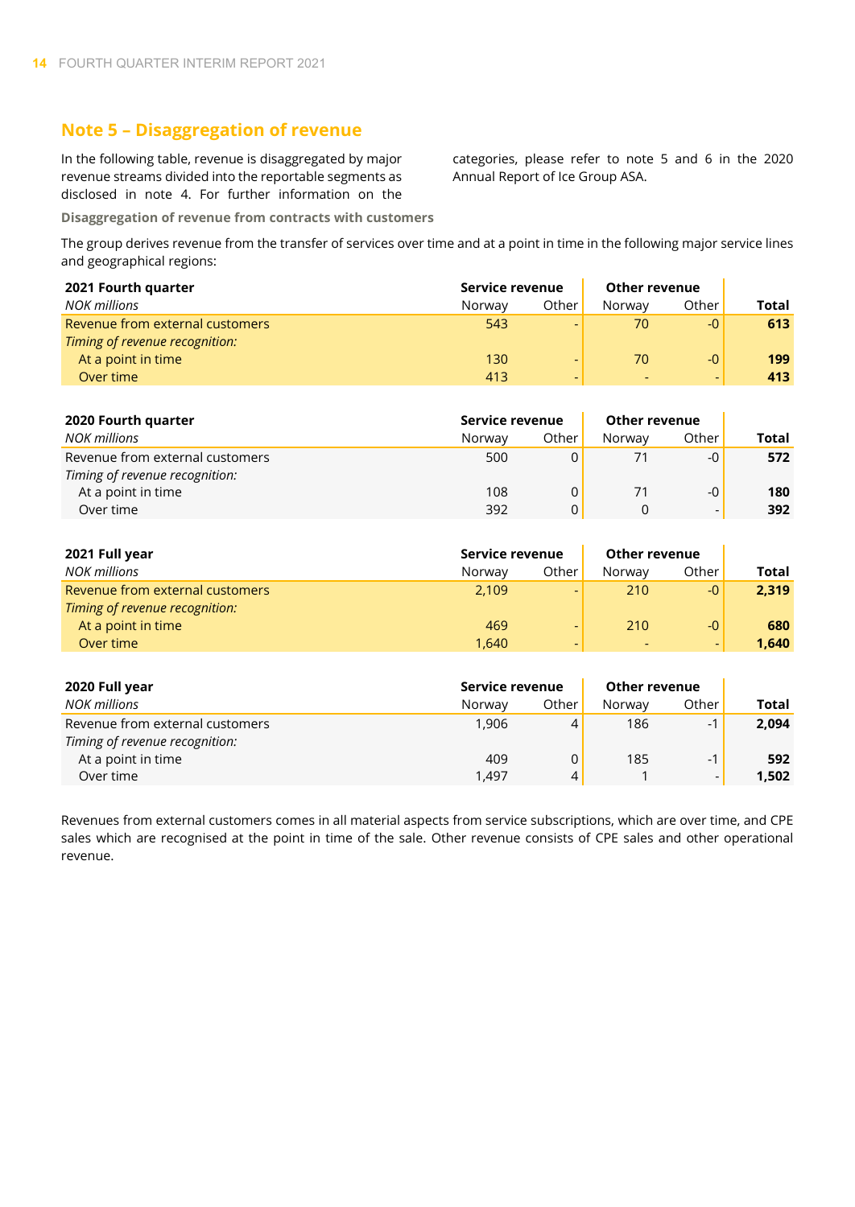## Note 5 – Disaggregation of revenue

In the following table, revenue is disaggregated by major revenue streams divided into the reportable segments as disclosed in note 4. For further information on the categories, please refer to note 5 and 6 in the 2020 Annual Report of Ice Group ASA.

**Disaggregation of revenue from contracts with customers**

The group derives revenue from the transfer of services over time and at a point in time in the following major service lines and geographical regions:

| **2021 Fourth quarter** | **Service revenue** | | **Other revenue** | | |
|---|---|---|---|---|---|
| *NOK millions* | Norway | Other | Norway | Other | **Total** |
| Revenue from external customers | 543 | - | 70 | -0 | **613** |
| *Timing of revenue recognition:* | | | | | |
| At a point in time | 130 | - | 70 | -0 | **199** |
| Over time | 413 | - | - | - | **413** |

| **2020 Fourth quarter** | **Service revenue** | | **Other revenue** | | |
|---|---|---|---|---|---|
| *NOK millions* | Norway | Other | Norway | Other | **Total** |
| Revenue from external customers | 500 | 0 | 71 | -0 | **572** |
| *Timing of revenue recognition:* | | | | | |
| At a point in time | 108 | 0 | 71 | -0 | **180** |
| Over time | 392 | 0 | 0 | - | **392** |

| **2021 Full year** | **Service revenue** | | **Other revenue** | | |
|---|---|---|---|---|---|
| *NOK millions* | Norway | Other | Norway | Other | **Total** |
| Revenue from external customers | 2,109 | - | 210 | -0 | **2,319** |
| *Timing of revenue recognition:* | | | | | |
| At a point in time | 469 | - | 210 | -0 | **680** |
| Over time | 1,640 | - | - | - | **1,640** |

| **2020 Full year** | **Service revenue** | | **Other revenue** | | |
|---|---|---|---|---|---|
| *NOK millions* | Norway | Other | Norway | Other | **Total** |
| Revenue from external customers | 1,906 | 4 | 186 | -1 | **2,094** |
| *Timing of revenue recognition:* | | | | | |
| At a point in time | 409 | 0 | 185 | -1 | **592** |
| Over time | 1,497 | 4 | 1 | - | **1,502** |

Revenues from external customers comes in all material aspects from service subscriptions, which are over time, and CPE sales which are recognised at the point in time of the sale. Other revenue consists of CPE sales and other operational revenue.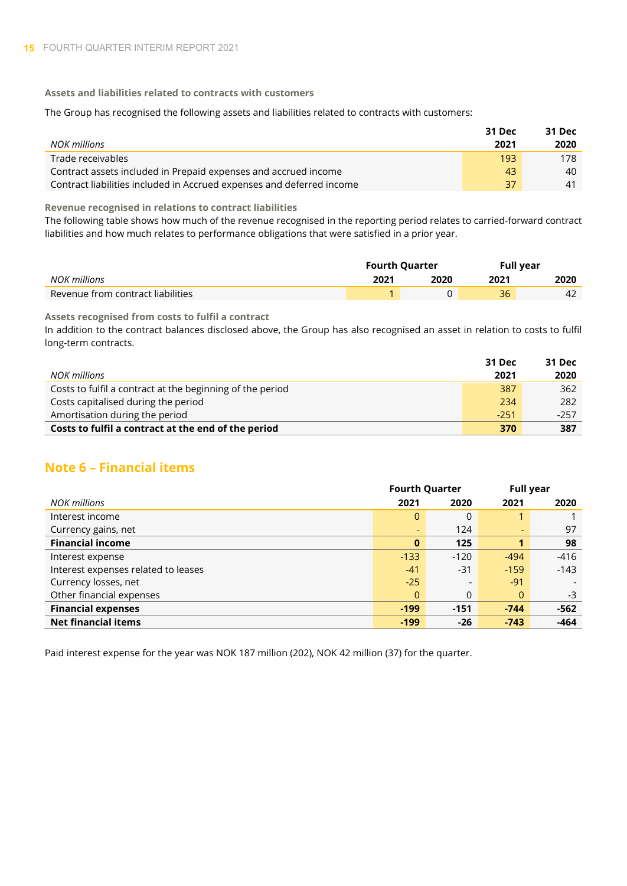### Assets and liabilities related to contracts with customers

The Group has recognised the following assets and liabilities related to contracts with customers:

| *NOK millions* | 31 Dec 2021 | 31 Dec 2020 |
|---|---|---|
| Trade receivables | 193 | 178 |
| Contract assets included in Prepaid expenses and accrued income | 43 | 40 |
| Contract liabilities included in Accrued expenses and deferred income | 37 | 41 |

### Revenue recognised in relations to contract liabilities

The following table shows how much of the revenue recognised in the reporting period relates to carried-forward contract liabilities and how much relates to performance obligations that were satisfied in a prior year.

| | Fourth Quarter | | Full year | |
|---|---|---|---|---|
| *NOK millions* | 2021 | 2020 | 2021 | 2020 |
| Revenue from contract liabilities | 1 | 0 | 36 | 42 |

### Assets recognised from costs to fulfil a contract

In addition to the contract balances disclosed above, the Group has also recognised an asset in relation to costs to fulfil long-term contracts.

| *NOK millions* | 31 Dec 2021 | 31 Dec 2020 |
|---|---|---|
| Costs to fulfil a contract at the beginning of the period | 387 | 362 |
| Costs capitalised during the period | 234 | 282 |
| Amortisation during the period | -251 | -257 |
| **Costs to fulfil a contract at the end of the period** | **370** | **387** |

## Note 6 – Financial items

| | Fourth Quarter | | Full year | |
|---|---|---|---|---|
| *NOK millions* | 2021 | 2020 | 2021 | 2020 |
| Interest income | 0 | 0 | 1 | 1 |
| Currency gains, net | - | 124 | - | 97 |
| **Financial income** | **0** | **125** | **1** | **98** |
| Interest expense | -133 | -120 | -494 | -416 |
| Interest expenses related to leases | -41 | -31 | -159 | -143 |
| Currency losses, net | -25 | - | -91 | - |
| Other financial expenses | 0 | 0 | 0 | -3 |
| **Financial expenses** | **-199** | **-151** | **-744** | **-562** |
| **Net financial items** | **-199** | **-26** | **-743** | **-464** |

Paid interest expense for the year was NOK 187 million (202), NOK 42 million (37) for the quarter.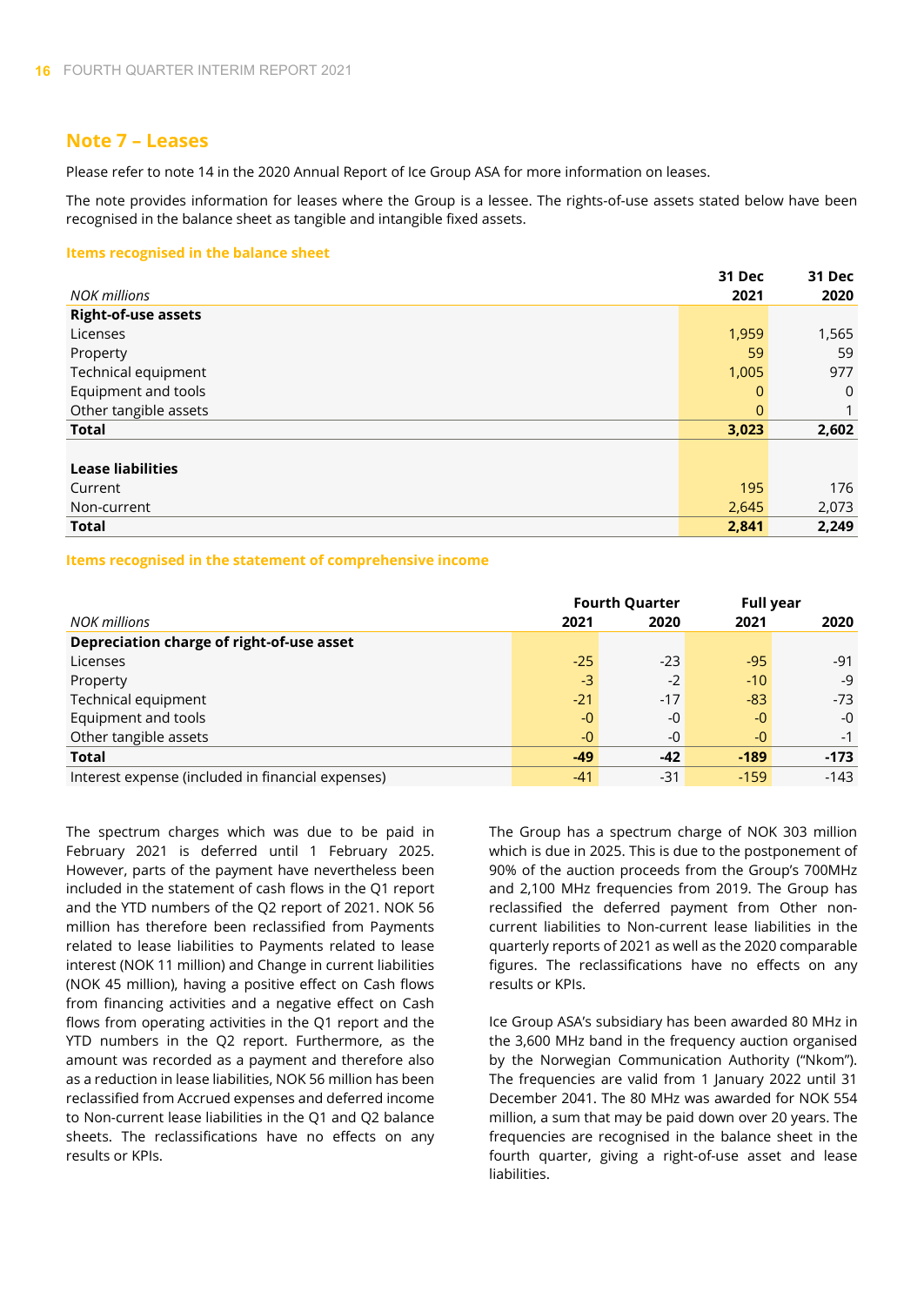## Note 7 – Leases

Please refer to note 14 in the 2020 Annual Report of Ice Group ASA for more information on leases.

The note provides information for leases where the Group is a lessee. The rights-of-use assets stated below have been recognised in the balance sheet as tangible and intangible fixed assets.

### Items recognised in the balance sheet

| *NOK millions* | 31 Dec 2021 | 31 Dec 2020 |
|---|---|---|
| **Right-of-use assets** | | |
| Licenses | 1,959 | 1,565 |
| Property | 59 | 59 |
| Technical equipment | 1,005 | 977 |
| Equipment and tools | 0 | 0 |
| Other tangible assets | 0 | 1 |
| **Total** | **3,023** | **2,602** |
| | | |
| **Lease liabilities** | | |
| Current | 195 | 176 |
| Non-current | 2,645 | 2,073 |
| **Total** | **2,841** | **2,249** |

### Items recognised in the statement of comprehensive income

| | Fourth Quarter | | Full year | |
|---|---|---|---|---|
| *NOK millions* | 2021 | 2020 | 2021 | 2020 |
| **Depreciation charge of right-of-use asset** | | | | |
| Licenses | -25 | -23 | -95 | -91 |
| Property | -3 | -2 | -10 | -9 |
| Technical equipment | -21 | -17 | -83 | -73 |
| Equipment and tools | -0 | -0 | -0 | -0 |
| Other tangible assets | -0 | -0 | -0 | -1 |
| **Total** | **-49** | **-42** | **-189** | **-173** |
| Interest expense (included in financial expenses) | -41 | -31 | -159 | -143 |

The spectrum charges which was due to be paid in February 2021 is deferred until 1 February 2025. However, parts of the payment have nevertheless been included in the statement of cash flows in the Q1 report and the YTD numbers of the Q2 report of 2021. NOK 56 million has therefore been reclassified from Payments related to lease liabilities to Payments related to lease interest (NOK 11 million) and Change in current liabilities (NOK 45 million), having a positive effect on Cash flows from financing activities and a negative effect on Cash flows from operating activities in the Q1 report and the YTD numbers in the Q2 report. Furthermore, as the amount was recorded as a payment and therefore also as a reduction in lease liabilities, NOK 56 million has been reclassified from Accrued expenses and deferred income to Non-current lease liabilities in the Q1 and Q2 balance sheets. The reclassifications have no effects on any results or KPIs.

The Group has a spectrum charge of NOK 303 million which is due in 2025. This is due to the postponement of 90% of the auction proceeds from the Group's 700MHz and 2,100 MHz frequencies from 2019. The Group has reclassified the deferred payment from Other non-current liabilities to Non-current lease liabilities in the quarterly reports of 2021 as well as the 2020 comparable figures. The reclassifications have no effects on any results or KPIs.

Ice Group ASA's subsidiary has been awarded 80 MHz in the 3,600 MHz band in the frequency auction organised by the Norwegian Communication Authority ("Nkom"). The frequencies are valid from 1 January 2022 until 31 December 2041. The 80 MHz was awarded for NOK 554 million, a sum that may be paid down over 20 years. The frequencies are recognised in the balance sheet in the fourth quarter, giving a right-of-use asset and lease liabilities.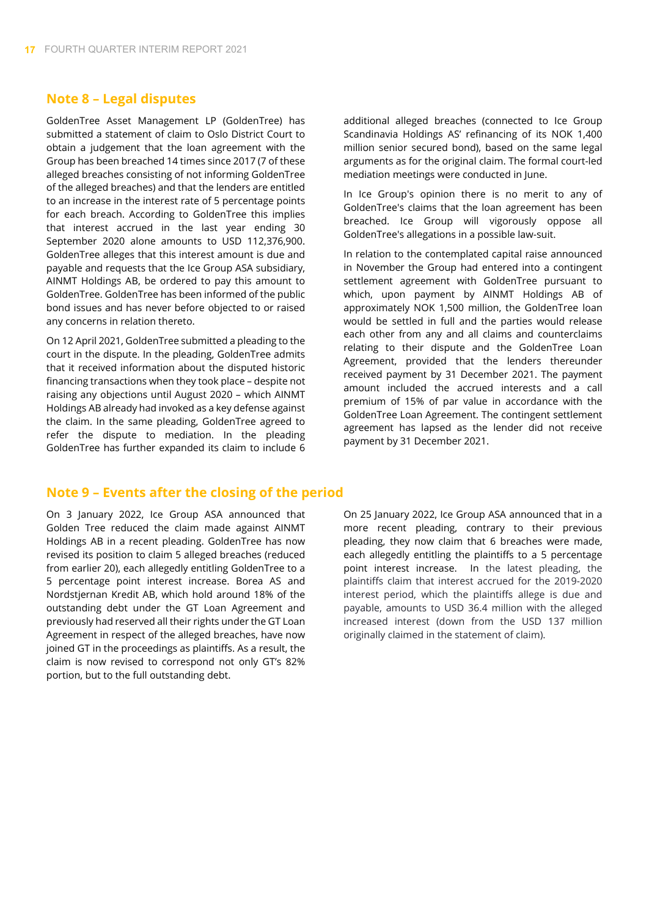## Note 8 – Legal disputes

GoldenTree Asset Management LP (GoldenTree) has submitted a statement of claim to Oslo District Court to obtain a judgement that the loan agreement with the Group has been breached 14 times since 2017 (7 of these alleged breaches consisting of not informing GoldenTree of the alleged breaches) and that the lenders are entitled to an increase in the interest rate of 5 percentage points for each breach. According to GoldenTree this implies that interest accrued in the last year ending 30 September 2020 alone amounts to USD 112,376,900. GoldenTree alleges that this interest amount is due and payable and requests that the Ice Group ASA subsidiary, AINMT Holdings AB, be ordered to pay this amount to GoldenTree. GoldenTree has been informed of the public bond issues and has never before objected to or raised any concerns in relation thereto.

On 12 April 2021, GoldenTree submitted a pleading to the court in the dispute. In the pleading, GoldenTree admits that it received information about the disputed historic financing transactions when they took place – despite not raising any objections until August 2020 – which AINMT Holdings AB already had invoked as a key defense against the claim. In the same pleading, GoldenTree agreed to refer the dispute to mediation. In the pleading GoldenTree has further expanded its claim to include 6 additional alleged breaches (connected to Ice Group Scandinavia Holdings AS' refinancing of its NOK 1,400 million senior secured bond), based on the same legal arguments as for the original claim. The formal court-led mediation meetings were conducted in June.

In Ice Group's opinion there is no merit to any of GoldenTree's claims that the loan agreement has been breached. Ice Group will vigorously oppose all GoldenTree's allegations in a possible law-suit.

In relation to the contemplated capital raise announced in November the Group had entered into a contingent settlement agreement with GoldenTree pursuant to which, upon payment by AINMT Holdings AB of approximately NOK 1,500 million, the GoldenTree loan would be settled in full and the parties would release each other from any and all claims and counterclaims relating to their dispute and the GoldenTree Loan Agreement, provided that the lenders thereunder received payment by 31 December 2021. The payment amount included the accrued interests and a call premium of 15% of par value in accordance with the GoldenTree Loan Agreement. The contingent settlement agreement has lapsed as the lender did not receive payment by 31 December 2021.

## Note 9 – Events after the closing of the period

On 3 January 2022, Ice Group ASA announced that Golden Tree reduced the claim made against AINMT Holdings AB in a recent pleading. GoldenTree has now revised its position to claim 5 alleged breaches (reduced from earlier 20), each allegedly entitling GoldenTree to a 5 percentage point interest increase. Borea AS and Nordstjernan Kredit AB, which hold around 18% of the outstanding debt under the GT Loan Agreement and previously had reserved all their rights under the GT Loan Agreement in respect of the alleged breaches, have now joined GT in the proceedings as plaintiffs. As a result, the claim is now revised to correspond not only GT's 82% portion, but to the full outstanding debt.

On 25 January 2022, Ice Group ASA announced that in a more recent pleading, contrary to their previous pleading, they now claim that 6 breaches were made, each allegedly entitling the plaintiffs to a 5 percentage point interest increase. In the latest pleading, the plaintiffs claim that interest accrued for the 2019-2020 interest period, which the plaintiffs allege is due and payable, amounts to USD 36.4 million with the alleged increased interest (down from the USD 137 million originally claimed in the statement of claim).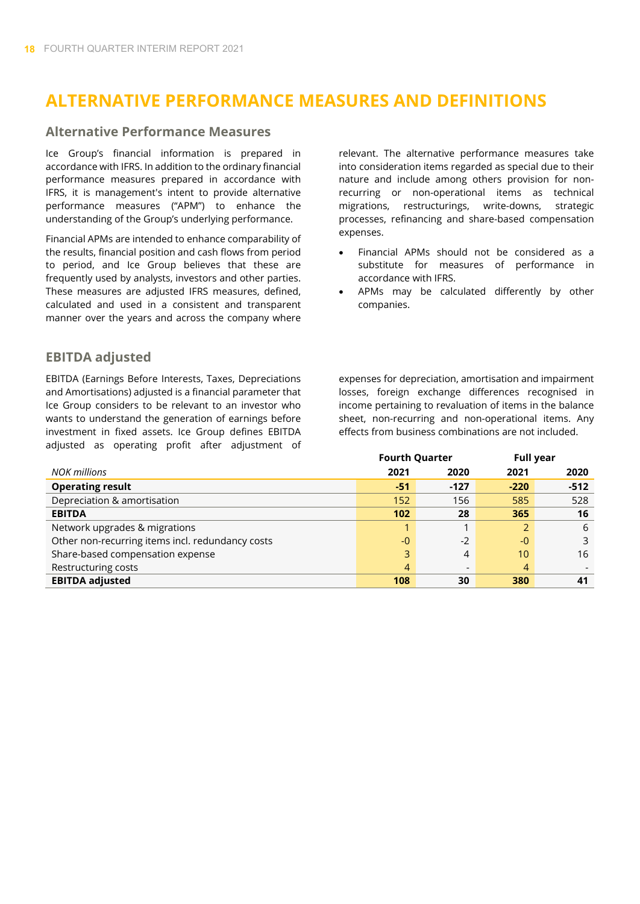# ALTERNATIVE PERFORMANCE MEASURES AND DEFINITIONS

## Alternative Performance Measures

Ice Group's financial information is prepared in accordance with IFRS. In addition to the ordinary financial performance measures prepared in accordance with IFRS, it is management's intent to provide alternative performance measures ("APM") to enhance the understanding of the Group's underlying performance.

Financial APMs are intended to enhance comparability of the results, financial position and cash flows from period to period, and Ice Group believes that these are frequently used by analysts, investors and other parties. These measures are adjusted IFRS measures, defined, calculated and used in a consistent and transparent manner over the years and across the company where relevant. The alternative performance measures take into consideration items regarded as special due to their nature and include among others provision for non-recurring or non-operational items as technical migrations, restructurings, write-downs, strategic processes, refinancing and share-based compensation expenses.

- Financial APMs should not be considered as a substitute for measures of performance in accordance with IFRS.
- APMs may be calculated differently by other companies.

## EBITDA adjusted

EBITDA (Earnings Before Interests, Taxes, Depreciations and Amortisations) adjusted is a financial parameter that Ice Group considers to be relevant to an investor who wants to understand the generation of earnings before investment in fixed assets. Ice Group defines EBITDA adjusted as operating profit after adjustment of expenses for depreciation, amortisation and impairment losses, foreign exchange differences recognised in income pertaining to revaluation of items in the balance sheet, non-recurring and non-operational items. Any effects from business combinations are not included.

| | Fourth Quarter | | Full year | |
|---|---|---|---|---|
| *NOK millions* | **2021** | **2020** | **2021** | **2020** |
| **Operating result** | **-51** | **-127** | **-220** | **-512** |
| Depreciation & amortisation | 152 | 156 | 585 | 528 |
| **EBITDA** | **102** | **28** | **365** | **16** |
| Network upgrades & migrations | 1 | 1 | 2 | 6 |
| Other non-recurring items incl. redundancy costs | -0 | -2 | -0 | 3 |
| Share-based compensation expense | 3 | 4 | 10 | 16 |
| Restructuring costs | 4 | - | 4 | - |
| **EBITDA adjusted** | **108** | **30** | **380** | **41** |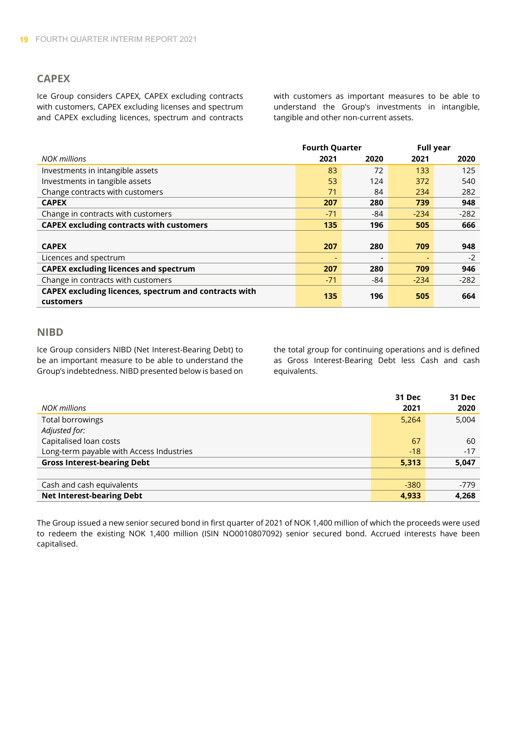## CAPEX

Ice Group considers CAPEX, CAPEX excluding contracts with customers, CAPEX excluding licenses and spectrum and CAPEX excluding licences, spectrum and contracts with customers as important measures to be able to understand the Group's investments in intangible, tangible and other non-current assets.

| | Fourth Quarter | | Full year | |
|---|---|---|---|---|
| *NOK millions* | **2021** | **2020** | **2021** | **2020** |
| Investments in intangible assets | 83 | 72 | 133 | 125 |
| Investments in tangible assets | 53 | 124 | 372 | 540 |
| Change contracts with customers | 71 | 84 | 234 | 282 |
| **CAPEX** | **207** | **280** | **739** | **948** |
| Change in contracts with customers | -71 | -84 | -234 | -282 |
| **CAPEX excluding contracts with customers** | **135** | **196** | **505** | **666** |
| | | | | |
| **CAPEX** | **207** | **280** | **709** | **948** |
| Licences and spectrum | - | - | - | -2 |
| **CAPEX excluding licences and spectrum** | **207** | **280** | **709** | **946** |
| Change in contracts with customers | -71 | -84 | -234 | -282 |
| **CAPEX excluding licences, spectrum and contracts with customers** | **135** | **196** | **505** | **664** |

## NIBD

Ice Group considers NIBD (Net Interest-Bearing Debt) to be an important measure to be able to understand the Group's indebtedness. NIBD presented below is based on the total group for continuing operations and is defined as Gross Interest-Bearing Debt less Cash and cash equivalents.

| *NOK millions* | **31 Dec 2021** | **31 Dec 2020** |
|---|---|---|
| Total borrowings | 5,264 | 5,004 |
| *Adjusted for:* | | |
| Capitalised loan costs | 67 | 60 |
| Long-term payable with Access Industries | -18 | -17 |
| **Gross Interest-bearing Debt** | **5,313** | **5,047** |
| | | |
| Cash and cash equivalents | -380 | -779 |
| **Net Interest-bearing Debt** | **4,933** | **4,268** |

The Group issued a new senior secured bond in first quarter of 2021 of NOK 1,400 million of which the proceeds were used to redeem the existing NOK 1,400 million (ISIN NO0010807092) senior secured bond. Accrued interests have been capitalised.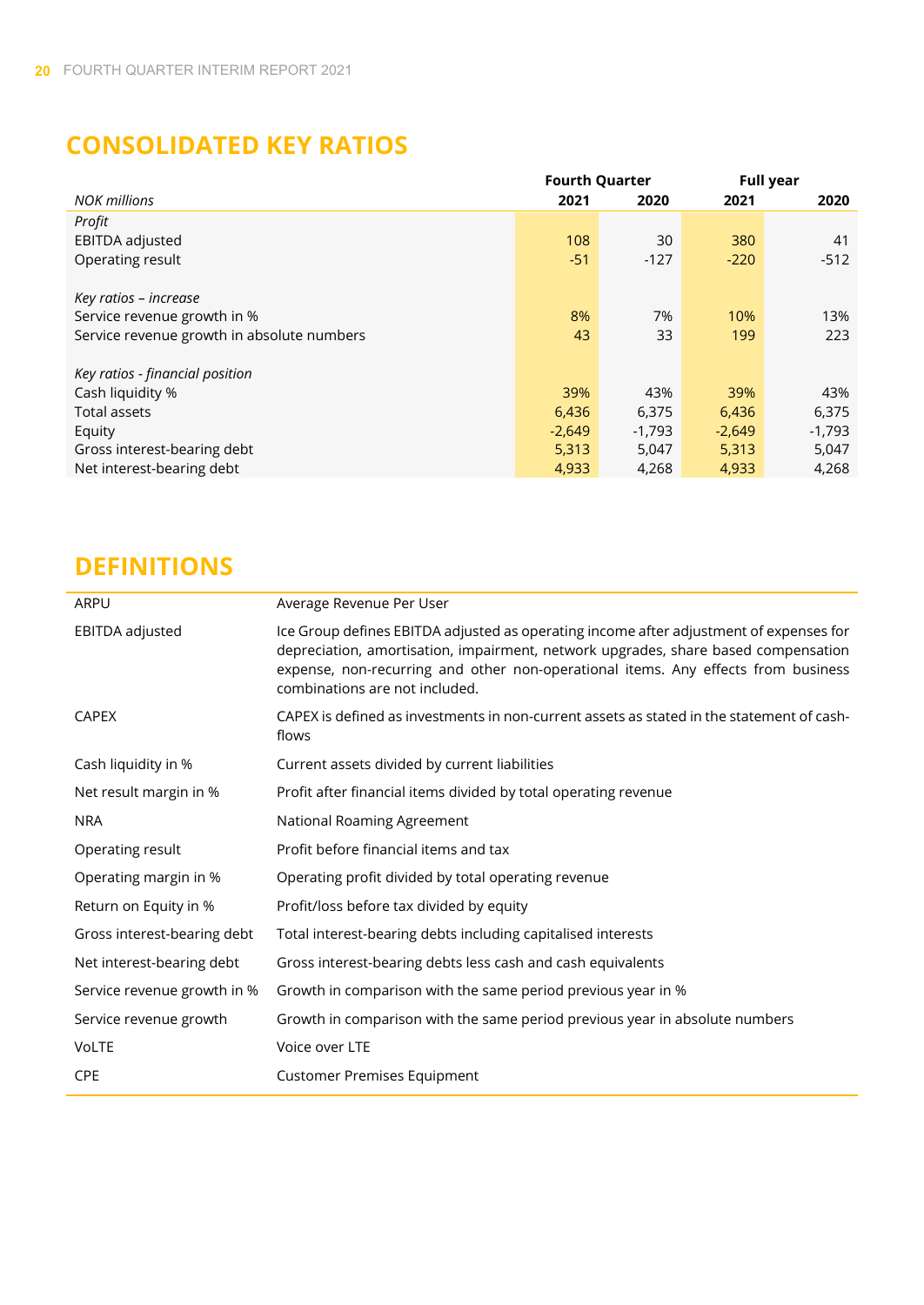## CONSOLIDATED KEY RATIOS

| | Fourth Quarter | | Full year | |
|---|---|---|---|---|
| *NOK millions* | **2021** | **2020** | **2021** | **2020** |
| *Profit* | | | | |
| EBITDA adjusted | 108 | 30 | 380 | 41 |
| Operating result | -51 | -127 | -220 | -512 |
| | | | | |
| *Key ratios – increase* | | | | |
| Service revenue growth in % | 8% | 7% | 10% | 13% |
| Service revenue growth in absolute numbers | 43 | 33 | 199 | 223 |
| | | | | |
| *Key ratios - financial position* | | | | |
| Cash liquidity % | 39% | 43% | 39% | 43% |
| Total assets | 6,436 | 6,375 | 6,436 | 6,375 |
| Equity | -2,649 | -1,793 | -2,649 | -1,793 |
| Gross interest-bearing debt | 5,313 | 5,047 | 5,313 | 5,047 |
| Net interest-bearing debt | 4,933 | 4,268 | 4,933 | 4,268 |

## DEFINITIONS

| | |
|---|---|
| ARPU | Average Revenue Per User |
| EBITDA adjusted | Ice Group defines EBITDA adjusted as operating income after adjustment of expenses for depreciation, amortisation, impairment, network upgrades, share based compensation expense, non-recurring and other non-operational items. Any effects from business combinations are not included. |
| CAPEX | CAPEX is defined as investments in non-current assets as stated in the statement of cash-flows |
| Cash liquidity in % | Current assets divided by current liabilities |
| Net result margin in % | Profit after financial items divided by total operating revenue |
| NRA | National Roaming Agreement |
| Operating result | Profit before financial items and tax |
| Operating margin in % | Operating profit divided by total operating revenue |
| Return on Equity in % | Profit/loss before tax divided by equity |
| Gross interest-bearing debt | Total interest-bearing debts including capitalised interests |
| Net interest-bearing debt | Gross interest-bearing debts less cash and cash equivalents |
| Service revenue growth in % | Growth in comparison with the same period previous year in % |
| Service revenue growth | Growth in comparison with the same period previous year in absolute numbers |
| VoLTE | Voice over LTE |
| CPE | Customer Premises Equipment |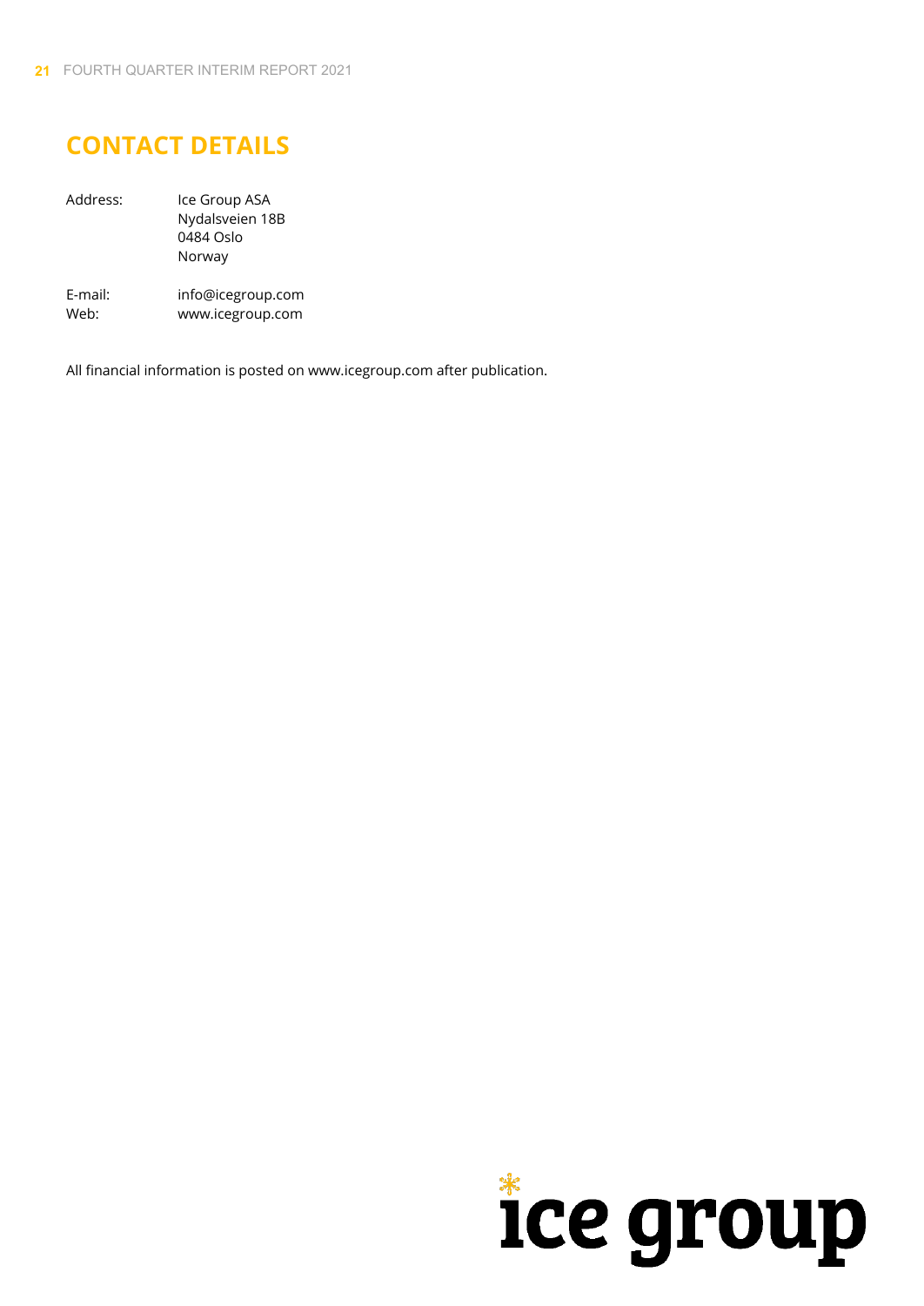## CONTACT DETAILS

| | |
|---|---|
| Address: | Ice Group ASA<br>Nydalsveien 18B<br>0484 Oslo<br>Norway |
| E-mail: | info@icegroup.com |
| Web: | www.icegroup.com |

All financial information is posted on www.icegroup.com after publication.